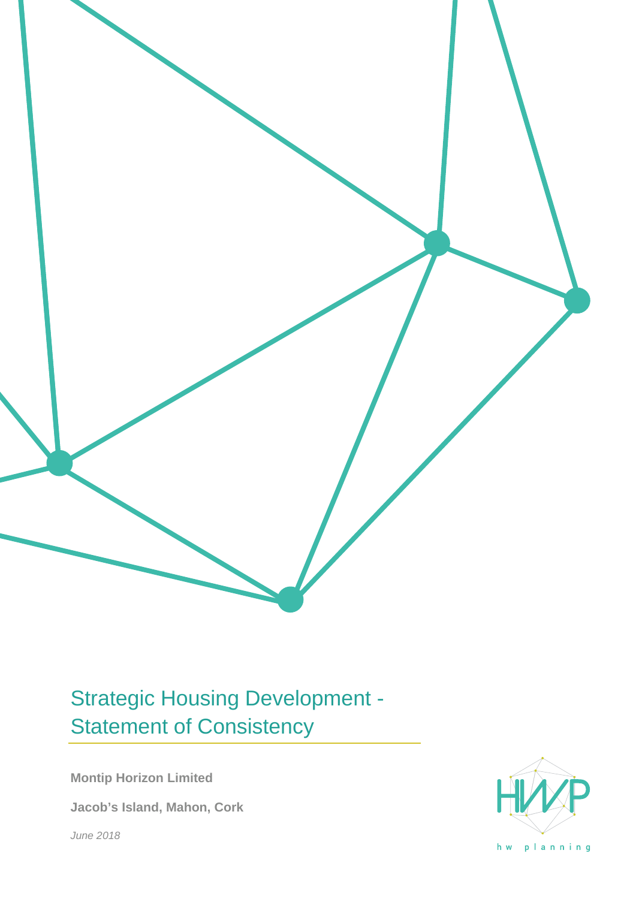# Strategic Housing Development - Statement of Consistency

**Montip Horizon Limited**

**Jacob's Island, Mahon, Cork**

*June 2018*

HWP

h w planning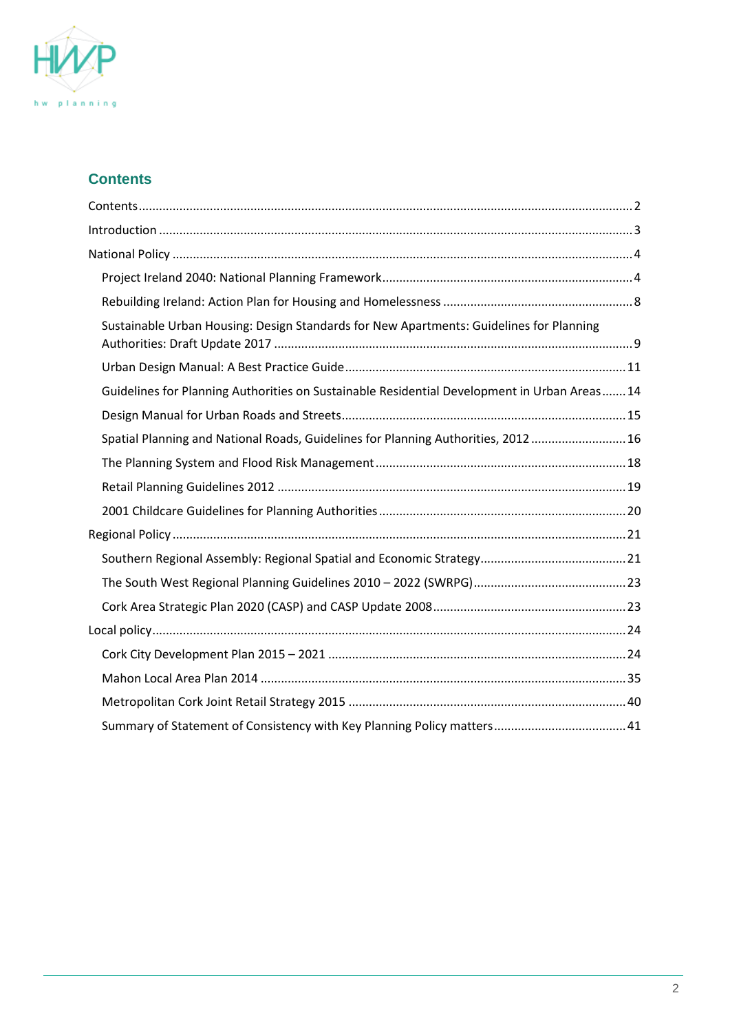## Contents

Contents 2

Introduction 3

National Policy 4

- Project Ireland 2040: National Planning Framework 4
- Rebuilding Ireland: Action Plan for Housing and Homelessness 8
- Sustainable Urban Housing: Design Standards for New Apartments: Guidelines for Planning Authorities: Draft Update 2017 9
- Urban Design Manual: A Best Practice Guide 11
- Guidelines for Planning Authorities on Sustainable Residential Development in Urban Areas 14
- Design Manual for Urban Roads and Streets 15
- Spatial Planning and National Roads, Guidelines for Planning Authorities, 2012 16
- The Planning System and Flood Risk Management 18
- Retail Planning Guidelines 2012 19
- 2001 Childcare Guidelines for Planning Authorities 20

Regional Policy 21

- Southern Regional Assembly: Regional Spatial and Economic Strategy 21
- The South West Regional Planning Guidelines 2010 – 2022 (SWRPG) 23
- Cork Area Strategic Plan 2020 (CASP) and CASP Update 2008 23

Local policy 24

- Cork City Development Plan 2015 – 2021 24
- Mahon Local Area Plan 2014 35
- Metropolitan Cork Joint Retail Strategy 2015 40
- Summary of Statement of Consistency with Key Planning Policy matters 41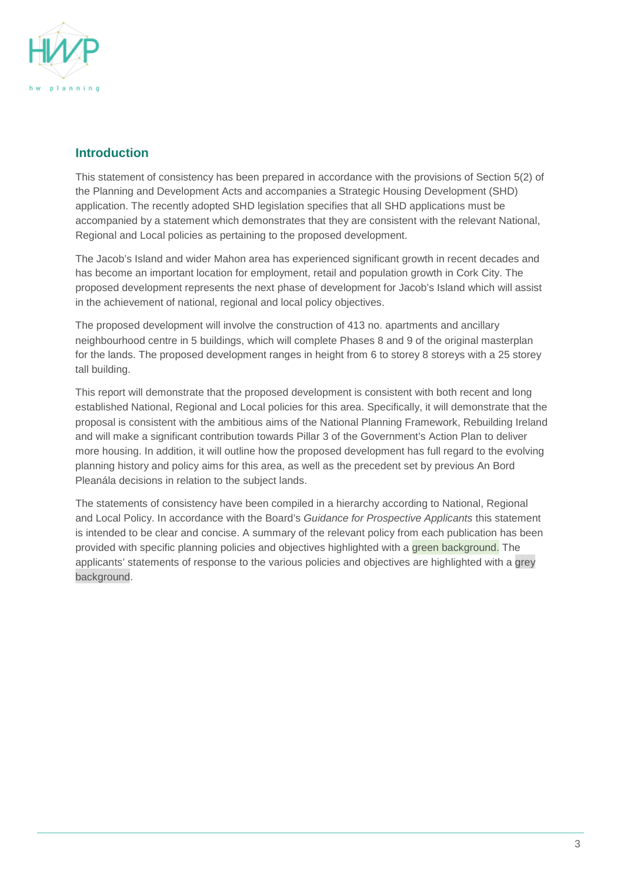## Introduction

This statement of consistency has been prepared in accordance with the provisions of Section 5(2) of the Planning and Development Acts and accompanies a Strategic Housing Development (SHD) application. The recently adopted SHD legislation specifies that all SHD applications must be accompanied by a statement which demonstrates that they are consistent with the relevant National, Regional and Local policies as pertaining to the proposed development.

The Jacob's Island and wider Mahon area has experienced significant growth in recent decades and has become an important location for employment, retail and population growth in Cork City. The proposed development represents the next phase of development for Jacob's Island which will assist in the achievement of national, regional and local policy objectives.

The proposed development will involve the construction of 413 no. apartments and ancillary neighbourhood centre in 5 buildings, which will complete Phases 8 and 9 of the original masterplan for the lands. The proposed development ranges in height from 6 to storey 8 storeys with a 25 storey tall building.

This report will demonstrate that the proposed development is consistent with both recent and long established National, Regional and Local policies for this area. Specifically, it will demonstrate that the proposal is consistent with the ambitious aims of the National Planning Framework, Rebuilding Ireland and will make a significant contribution towards Pillar 3 of the Government's Action Plan to deliver more housing. In addition, it will outline how the proposed development has full regard to the evolving planning history and policy aims for this area, as well as the precedent set by previous An Bord Pleanála decisions in relation to the subject lands.

The statements of consistency have been compiled in a hierarchy according to National, Regional and Local Policy. In accordance with the Board's *Guidance for Prospective Applicants* this statement is intended to be clear and concise. A summary of the relevant policy from each publication has been provided with specific planning policies and objectives highlighted with a green background. The applicants' statements of response to the various policies and objectives are highlighted with a grey background.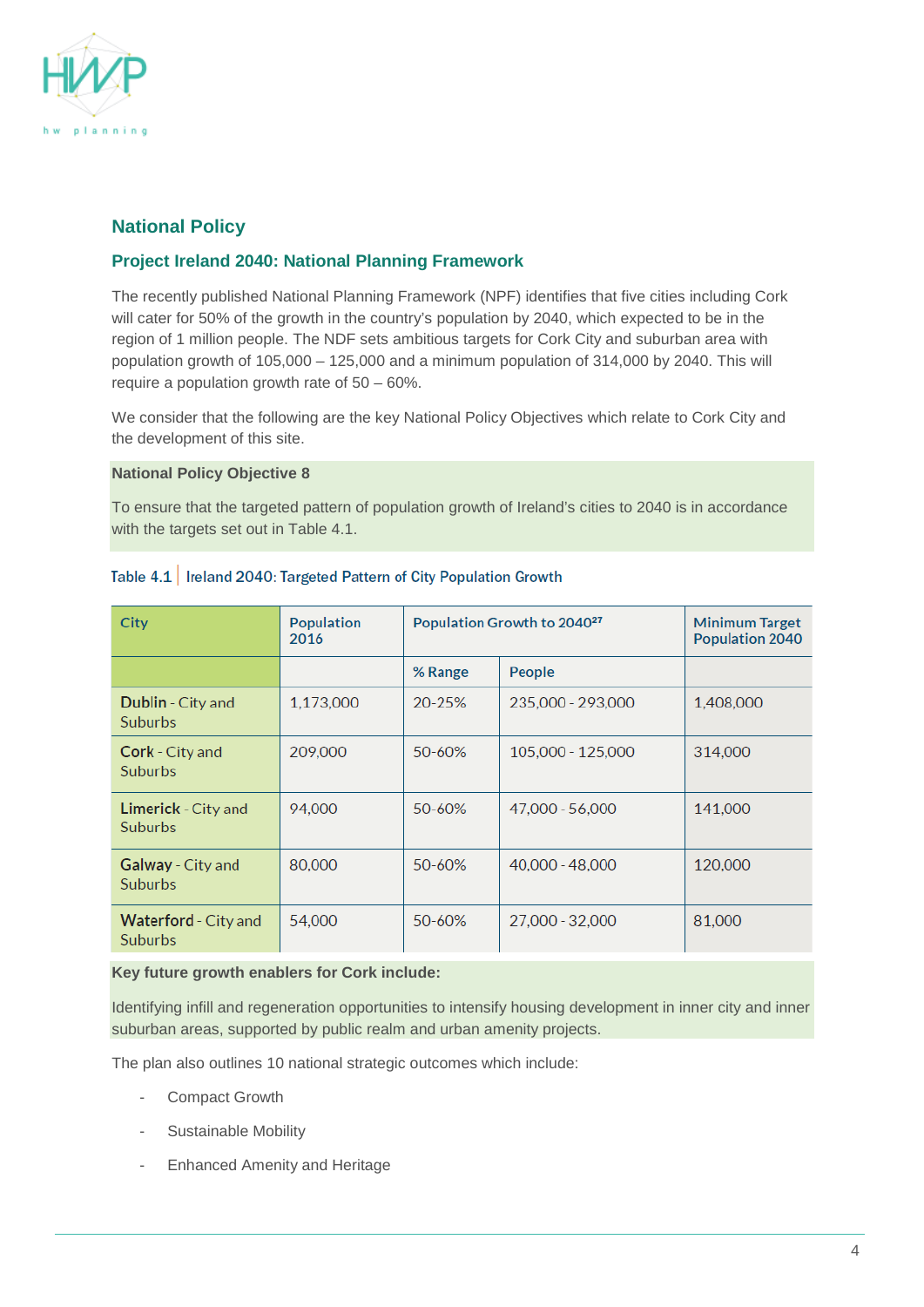## National Policy

### Project Ireland 2040: National Planning Framework

The recently published National Planning Framework (NPF) identifies that five cities including Cork will cater for 50% of the growth in the country's population by 2040, which expected to be in the region of 1 million people. The NDF sets ambitious targets for Cork City and suburban area with population growth of 105,000 – 125,000 and a minimum population of 314,000 by 2040. This will require a population growth rate of 50 – 60%.

We consider that the following are the key National Policy Objectives which relate to Cork City and the development of this site.

**National Policy Objective 8**

To ensure that the targeted pattern of population growth of Ireland's cities to 2040 is in accordance with the targets set out in Table 4.1.

Table 4.1 | Ireland 2040: Targeted Pattern of City Population Growth

| City | Population 2016 | Population Growth to 2040[27] | | Minimum Target Population 2040 |
|---|---|---|---|---|
| | | % Range | People | |
| **Dublin** - City and Suburbs | 1,173,000 | 20-25% | 235,000 - 293,000 | 1,408,000 |
| **Cork** - City and Suburbs | 209,000 | 50-60% | 105,000 - 125,000 | 314,000 |
| **Limerick** - City and Suburbs | 94,000 | 50-60% | 47,000 - 56,000 | 141,000 |
| **Galway** - City and Suburbs | 80,000 | 50-60% | 40,000 - 48,000 | 120,000 |
| **Waterford** - City and Suburbs | 54,000 | 50-60% | 27,000 - 32,000 | 81,000 |

**Key future growth enablers for Cork include:**

Identifying infill and regeneration opportunities to intensify housing development in inner city and inner suburban areas, supported by public realm and urban amenity projects.

The plan also outlines 10 national strategic outcomes which include:

- Compact Growth
- Sustainable Mobility
- Enhanced Amenity and Heritage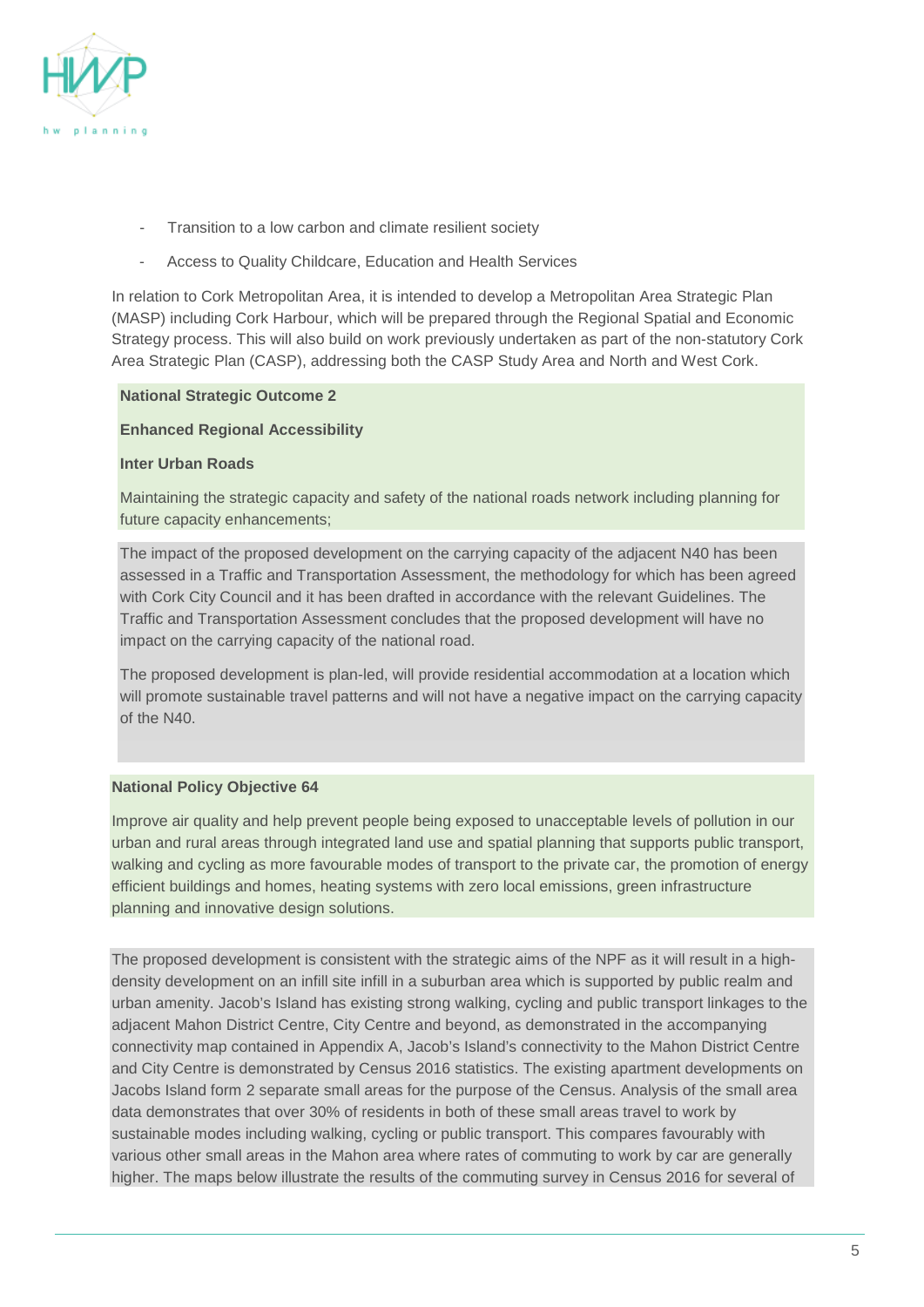- Transition to a low carbon and climate resilient society
- Access to Quality Childcare, Education and Health Services

In relation to Cork Metropolitan Area, it is intended to develop a Metropolitan Area Strategic Plan (MASP) including Cork Harbour, which will be prepared through the Regional Spatial and Economic Strategy process. This will also build on work previously undertaken as part of the non-statutory Cork Area Strategic Plan (CASP), addressing both the CASP Study Area and North and West Cork.

**National Strategic Outcome 2**

**Enhanced Regional Accessibility**

**Inter Urban Roads**

Maintaining the strategic capacity and safety of the national roads network including planning for future capacity enhancements;

The impact of the proposed development on the carrying capacity of the adjacent N40 has been assessed in a Traffic and Transportation Assessment, the methodology for which has been agreed with Cork City Council and it has been drafted in accordance with the relevant Guidelines. The Traffic and Transportation Assessment concludes that the proposed development will have no impact on the carrying capacity of the national road.

The proposed development is plan-led, will provide residential accommodation at a location which will promote sustainable travel patterns and will not have a negative impact on the carrying capacity of the N40.

**National Policy Objective 64**

Improve air quality and help prevent people being exposed to unacceptable levels of pollution in our urban and rural areas through integrated land use and spatial planning that supports public transport, walking and cycling as more favourable modes of transport to the private car, the promotion of energy efficient buildings and homes, heating systems with zero local emissions, green infrastructure planning and innovative design solutions.

The proposed development is consistent with the strategic aims of the NPF as it will result in a high-density development on an infill site infill in a suburban area which is supported by public realm and urban amenity. Jacob's Island has existing strong walking, cycling and public transport linkages to the adjacent Mahon District Centre, City Centre and beyond, as demonstrated in the accompanying connectivity map contained in Appendix A, Jacob's Island's connectivity to the Mahon District Centre and City Centre is demonstrated by Census 2016 statistics. The existing apartment developments on Jacobs Island form 2 separate small areas for the purpose of the Census. Analysis of the small area data demonstrates that over 30% of residents in both of these small areas travel to work by sustainable modes including walking, cycling or public transport. This compares favourably with various other small areas in the Mahon area where rates of commuting to work by car are generally higher. The maps below illustrate the results of the commuting survey in Census 2016 for several of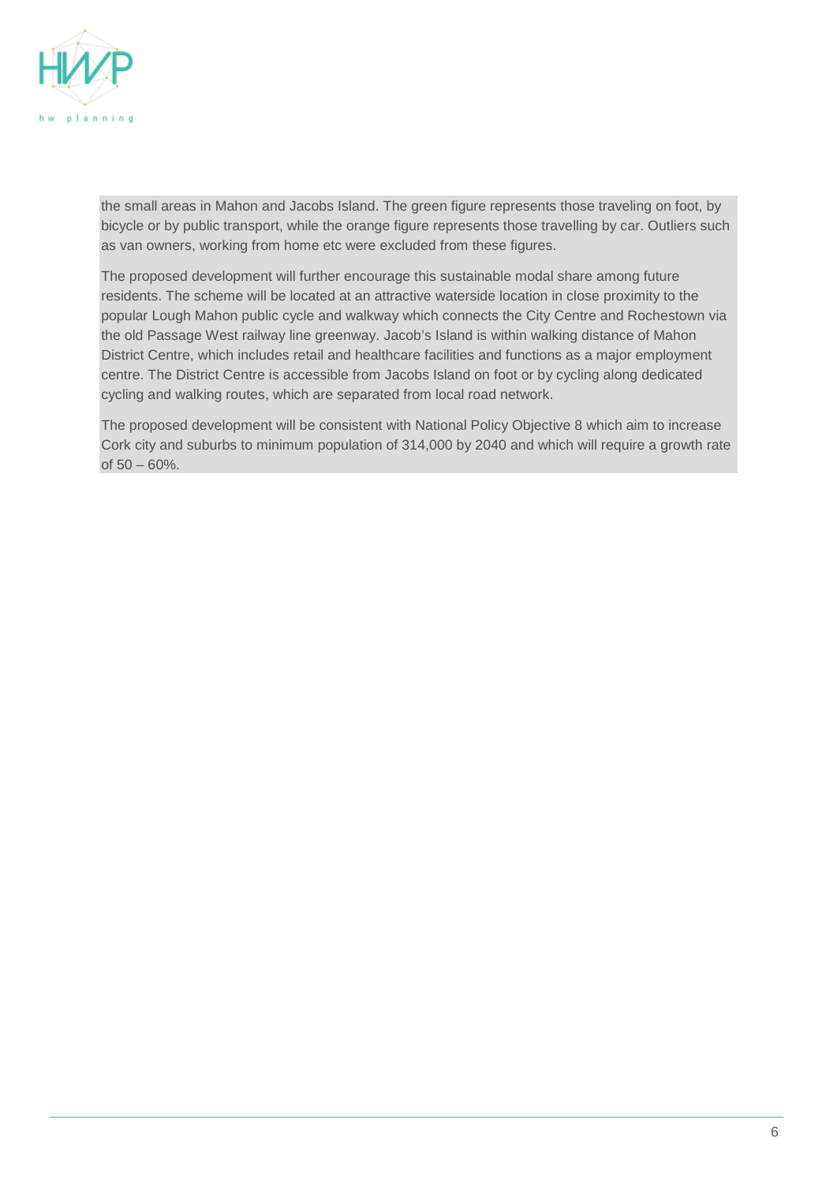the small areas in Mahon and Jacobs Island. The green figure represents those traveling on foot, by bicycle or by public transport, while the orange figure represents those travelling by car. Outliers such as van owners, working from home etc were excluded from these figures.

The proposed development will further encourage this sustainable modal share among future residents. The scheme will be located at an attractive waterside location in close proximity to the popular Lough Mahon public cycle and walkway which connects the City Centre and Rochestown via the old Passage West railway line greenway. Jacob's Island is within walking distance of Mahon District Centre, which includes retail and healthcare facilities and functions as a major employment centre. The District Centre is accessible from Jacobs Island on foot or by cycling along dedicated cycling and walking routes, which are separated from local road network.

The proposed development will be consistent with National Policy Objective 8 which aim to increase Cork city and suburbs to minimum population of 314,000 by 2040 and which will require a growth rate of 50 – 60%.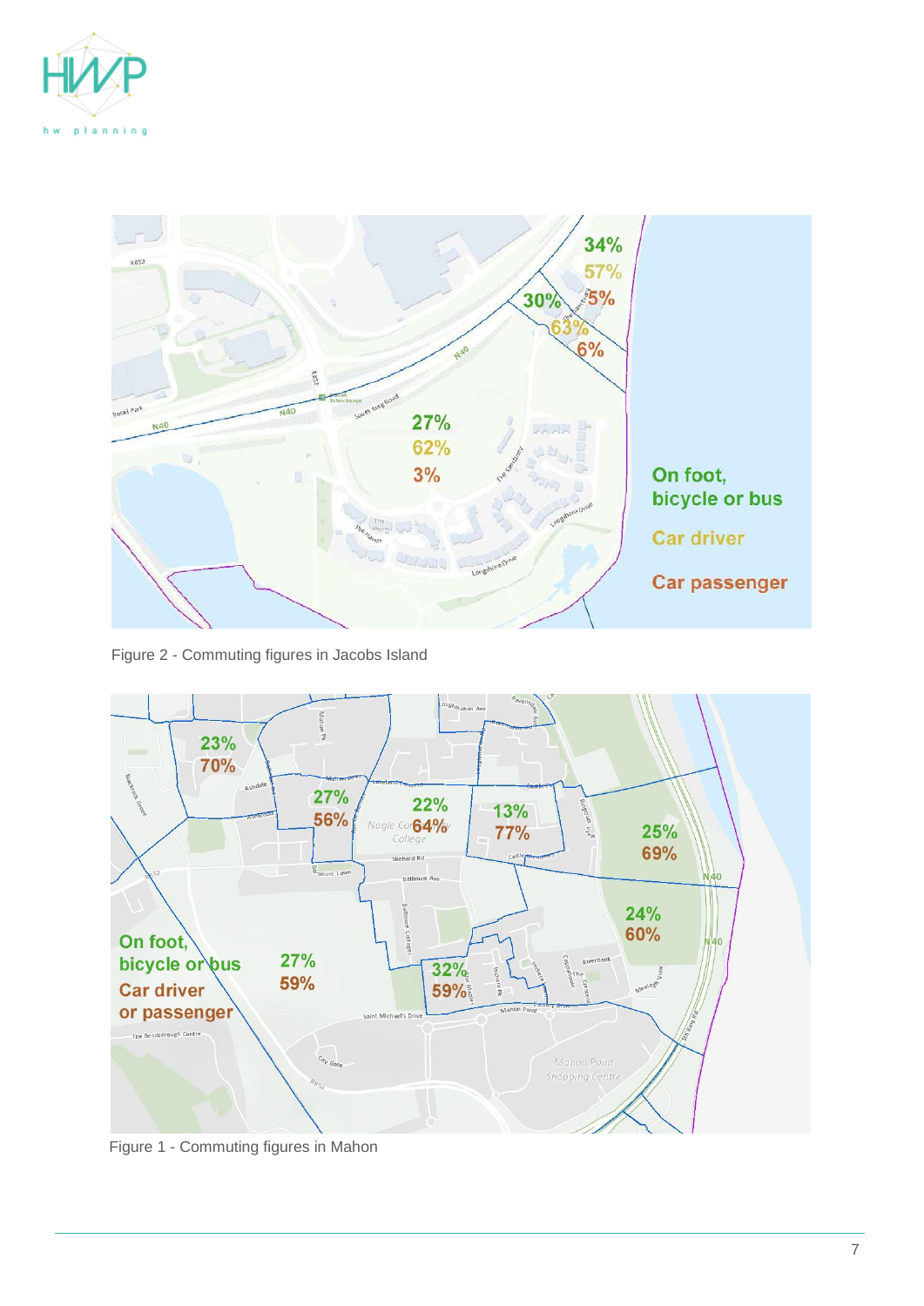Figure 2 - Commuting figures in Jacobs Island

Figure 1 - Commuting figures in Mahon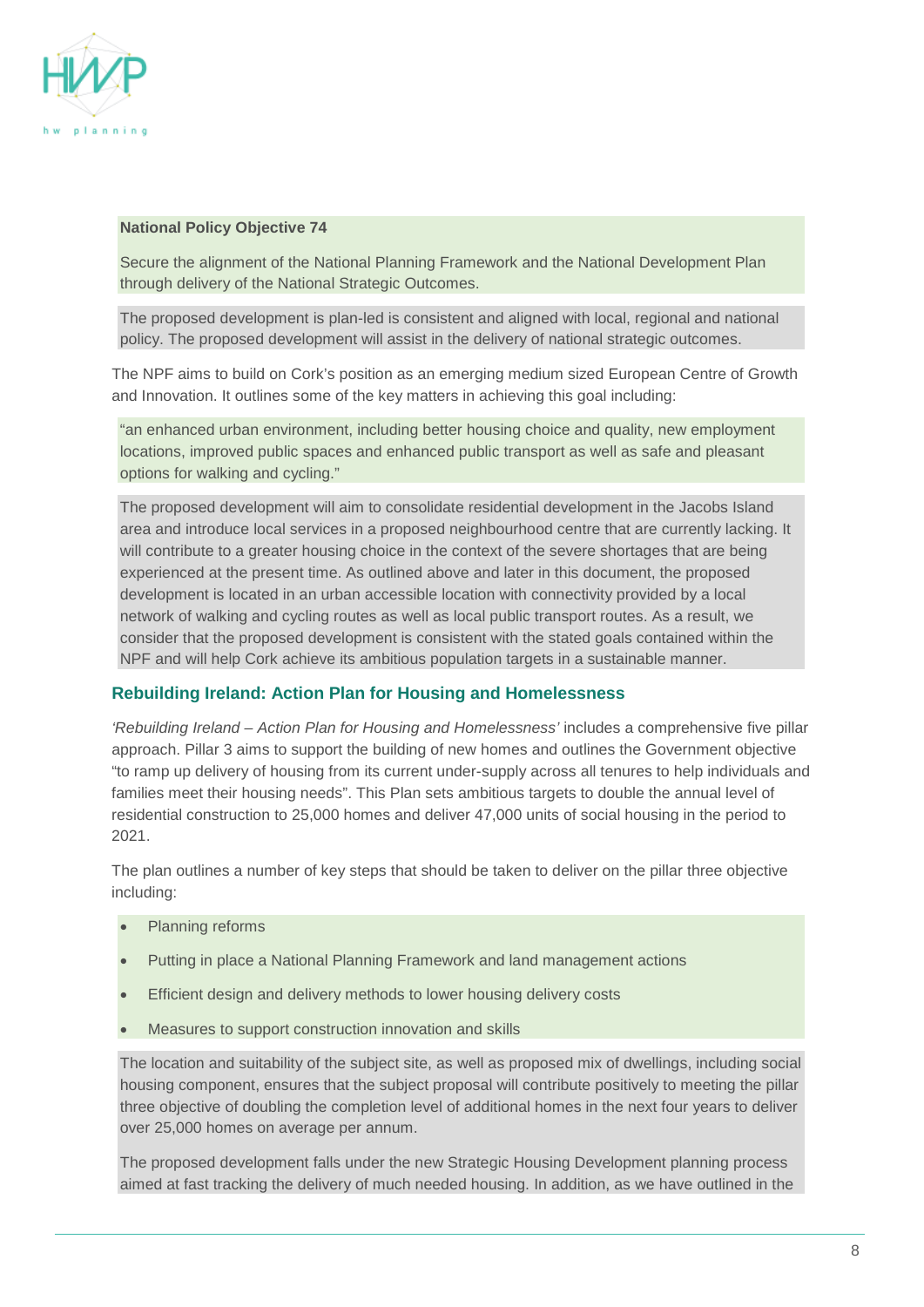**National Policy Objective 74**

Secure the alignment of the National Planning Framework and the National Development Plan through delivery of the National Strategic Outcomes.

The proposed development is plan-led is consistent and aligned with local, regional and national policy. The proposed development will assist in the delivery of national strategic outcomes.

The NPF aims to build on Cork's position as an emerging medium sized European Centre of Growth and Innovation. It outlines some of the key matters in achieving this goal including:

"an enhanced urban environment, including better housing choice and quality, new employment locations, improved public spaces and enhanced public transport as well as safe and pleasant options for walking and cycling."

The proposed development will aim to consolidate residential development in the Jacobs Island area and introduce local services in a proposed neighbourhood centre that are currently lacking. It will contribute to a greater housing choice in the context of the severe shortages that are being experienced at the present time. As outlined above and later in this document, the proposed development is located in an urban accessible location with connectivity provided by a local network of walking and cycling routes as well as local public transport routes. As a result, we consider that the proposed development is consistent with the stated goals contained within the NPF and will help Cork achieve its ambitious population targets in a sustainable manner.

## Rebuilding Ireland: Action Plan for Housing and Homelessness

*'Rebuilding Ireland – Action Plan for Housing and Homelessness'* includes a comprehensive five pillar approach. Pillar 3 aims to support the building of new homes and outlines the Government objective "to ramp up delivery of housing from its current under-supply across all tenures to help individuals and families meet their housing needs". This Plan sets ambitious targets to double the annual level of residential construction to 25,000 homes and deliver 47,000 units of social housing in the period to 2021.

The plan outlines a number of key steps that should be taken to deliver on the pillar three objective including:

- Planning reforms
- Putting in place a National Planning Framework and land management actions
- Efficient design and delivery methods to lower housing delivery costs
- Measures to support construction innovation and skills

The location and suitability of the subject site, as well as proposed mix of dwellings, including social housing component, ensures that the subject proposal will contribute positively to meeting the pillar three objective of doubling the completion level of additional homes in the next four years to deliver over 25,000 homes on average per annum.

The proposed development falls under the new Strategic Housing Development planning process aimed at fast tracking the delivery of much needed housing. In addition, as we have outlined in the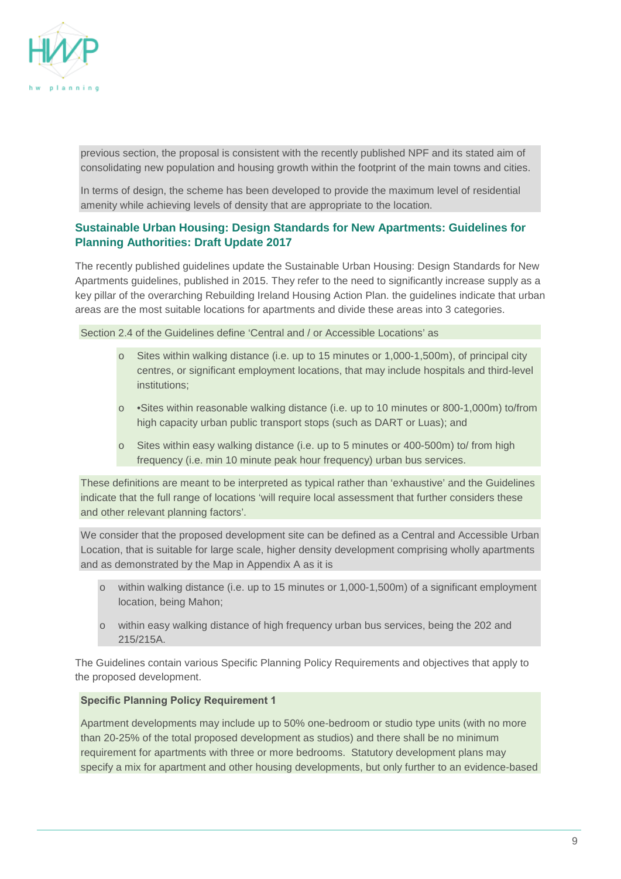previous section, the proposal is consistent with the recently published NPF and its stated aim of consolidating new population and housing growth within the footprint of the main towns and cities.

In terms of design, the scheme has been developed to provide the maximum level of residential amenity while achieving levels of density that are appropriate to the location.

## Sustainable Urban Housing: Design Standards for New Apartments: Guidelines for Planning Authorities: Draft Update 2017

The recently published guidelines update the Sustainable Urban Housing: Design Standards for New Apartments guidelines, published in 2015. They refer to the need to significantly increase supply as a key pillar of the overarching Rebuilding Ireland Housing Action Plan. the guidelines indicate that urban areas are the most suitable locations for apartments and divide these areas into 3 categories.

Section 2.4 of the Guidelines define 'Central and / or Accessible Locations' as

- Sites within walking distance (i.e. up to 15 minutes or 1,000-1,500m), of principal city centres, or significant employment locations, that may include hospitals and third-level institutions;
- •Sites within reasonable walking distance (i.e. up to 10 minutes or 800-1,000m) to/from high capacity urban public transport stops (such as DART or Luas); and
- Sites within easy walking distance (i.e. up to 5 minutes or 400-500m) to/ from high frequency (i.e. min 10 minute peak hour frequency) urban bus services.

These definitions are meant to be interpreted as typical rather than 'exhaustive' and the Guidelines indicate that the full range of locations 'will require local assessment that further considers these and other relevant planning factors'.

We consider that the proposed development site can be defined as a Central and Accessible Urban Location, that is suitable for large scale, higher density development comprising wholly apartments and as demonstrated by the Map in Appendix A as it is

- within walking distance (i.e. up to 15 minutes or 1,000-1,500m) of a significant employment location, being Mahon;
- within easy walking distance of high frequency urban bus services, being the 202 and 215/215A.

The Guidelines contain various Specific Planning Policy Requirements and objectives that apply to the proposed development.

**Specific Planning Policy Requirement 1**

Apartment developments may include up to 50% one-bedroom or studio type units (with no more than 20-25% of the total proposed development as studios) and there shall be no minimum requirement for apartments with three or more bedrooms. Statutory development plans may specify a mix for apartment and other housing developments, but only further to an evidence-based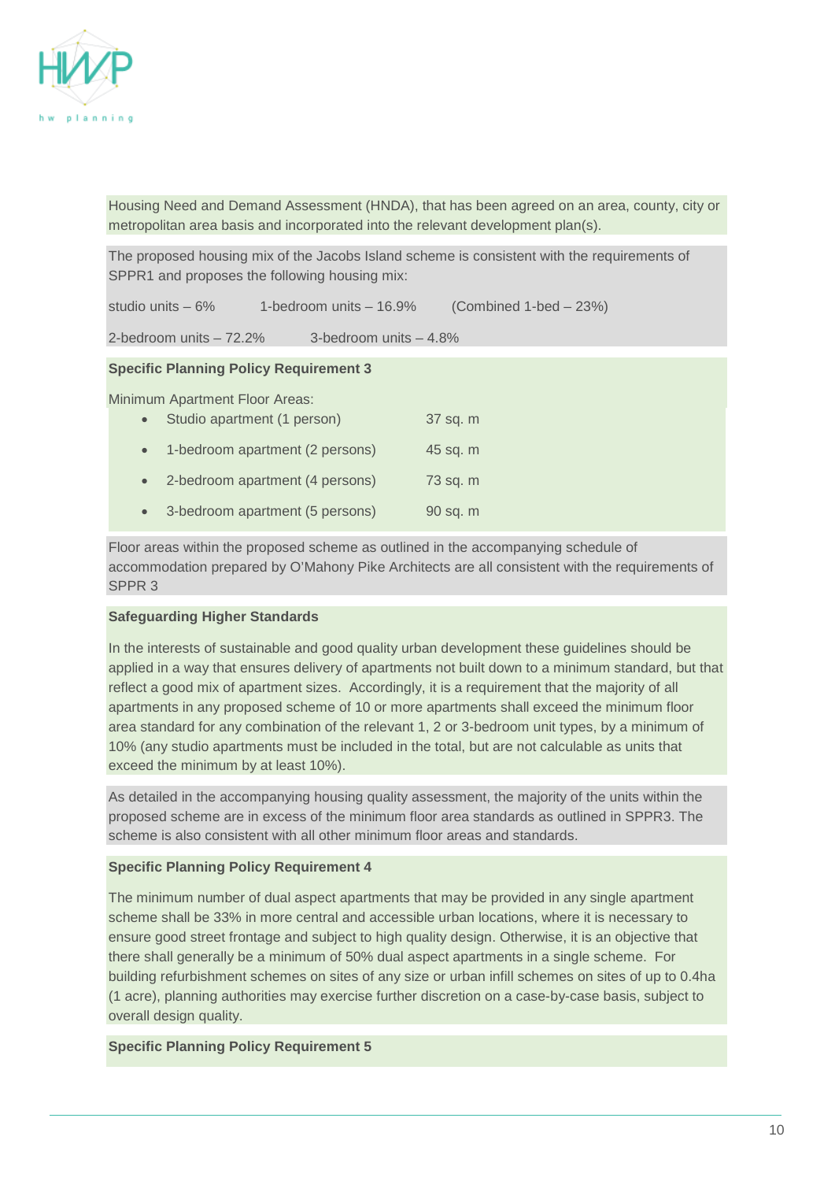Housing Need and Demand Assessment (HNDA), that has been agreed on an area, county, city or metropolitan area basis and incorporated into the relevant development plan(s).

The proposed housing mix of the Jacobs Island scheme is consistent with the requirements of SPPR1 and proposes the following housing mix:

studio units – 6% 1-bedroom units – 16.9% (Combined 1-bed – 23%)

2-bedroom units – 72.2% 3-bedroom units – 4.8%

**Specific Planning Policy Requirement 3**

Minimum Apartment Floor Areas:

- Studio apartment (1 person) 37 sq. m
- 1-bedroom apartment (2 persons) 45 sq. m
- 2-bedroom apartment (4 persons) 73 sq. m
- 3-bedroom apartment (5 persons) 90 sq. m

Floor areas within the proposed scheme as outlined in the accompanying schedule of accommodation prepared by O'Mahony Pike Architects are all consistent with the requirements of SPPR 3

**Safeguarding Higher Standards**

In the interests of sustainable and good quality urban development these guidelines should be applied in a way that ensures delivery of apartments not built down to a minimum standard, but that reflect a good mix of apartment sizes. Accordingly, it is a requirement that the majority of all apartments in any proposed scheme of 10 or more apartments shall exceed the minimum floor area standard for any combination of the relevant 1, 2 or 3-bedroom unit types, by a minimum of 10% (any studio apartments must be included in the total, but are not calculable as units that exceed the minimum by at least 10%).

As detailed in the accompanying housing quality assessment, the majority of the units within the proposed scheme are in excess of the minimum floor area standards as outlined in SPPR3. The scheme is also consistent with all other minimum floor areas and standards.

**Specific Planning Policy Requirement 4**

The minimum number of dual aspect apartments that may be provided in any single apartment scheme shall be 33% in more central and accessible urban locations, where it is necessary to ensure good street frontage and subject to high quality design. Otherwise, it is an objective that there shall generally be a minimum of 50% dual aspect apartments in a single scheme. For building refurbishment schemes on sites of any size or urban infill schemes on sites of up to 0.4ha (1 acre), planning authorities may exercise further discretion on a case-by-case basis, subject to overall design quality.

**Specific Planning Policy Requirement 5**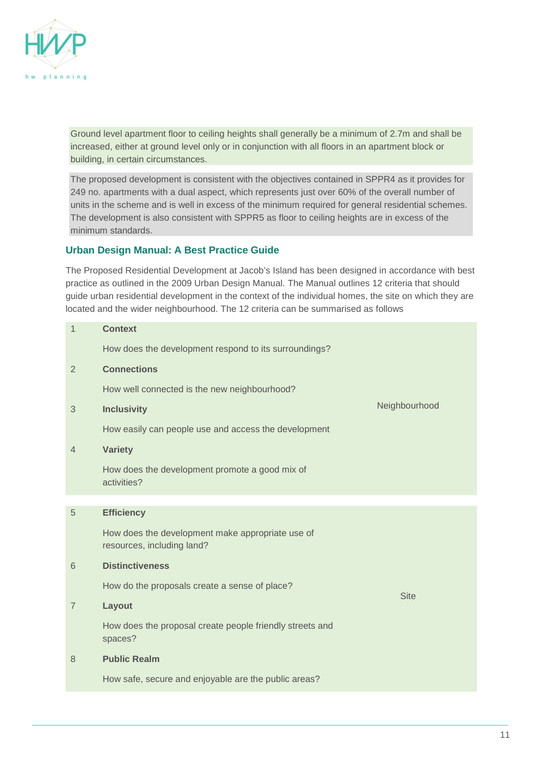Ground level apartment floor to ceiling heights shall generally be a minimum of 2.7m and shall be increased, either at ground level only or in conjunction with all floors in an apartment block or building, in certain circumstances.

The proposed development is consistent with the objectives contained in SPPR4 as it provides for 249 no. apartments with a dual aspect, which represents just over 60% of the overall number of units in the scheme and is well in excess of the minimum required for general residential schemes. The development is also consistent with SPPR5 as floor to ceiling heights are in excess of the minimum standards.

### Urban Design Manual: A Best Practice Guide

The Proposed Residential Development at Jacob's Island has been designed in accordance with best practice as outlined in the 2009 Urban Design Manual. The Manual outlines 12 criteria that should guide urban residential development in the context of the individual homes, the site on which they are located and the wider neighbourhood. The 12 criteria can be summarised as follows

| | | |
|---|---|---|
| 1 | **Context**<br>How does the development respond to its surroundings? | Neighbourhood |
| 2 | **Connections**<br>How well connected is the new neighbourhood? | |
| 3 | **Inclusivity**<br>How easily can people use and access the development | |
| 4 | **Variety**<br>How does the development promote a good mix of activities? | |
| 5 | **Efficiency**<br>How does the development make appropriate use of resources, including land? | Site |
| 6 | **Distinctiveness**<br>How do the proposals create a sense of place? | |
| 7 | **Layout**<br>How does the proposal create people friendly streets and spaces? | |
| 8 | **Public Realm**<br>How safe, secure and enjoyable are the public areas? | |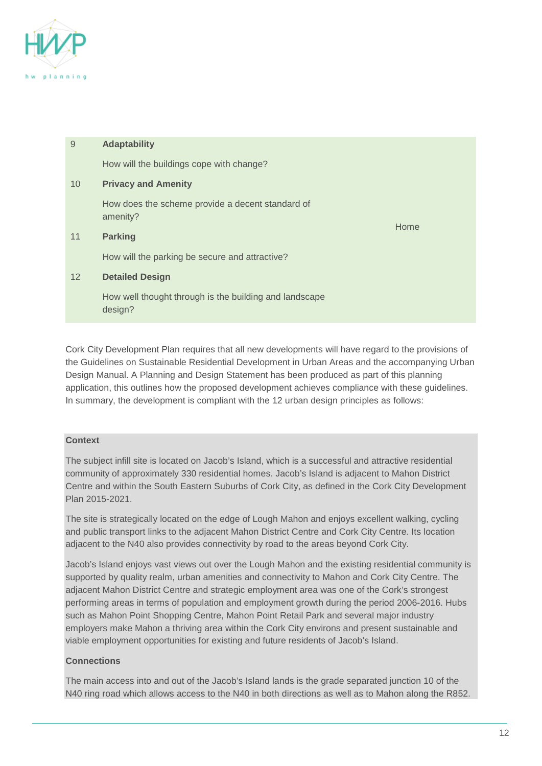| | | |
|---|---|---|
| 9 | **Adaptability**<br><br>How will the buildings cope with change? | Home |
| 10 | **Privacy and Amenity**<br><br>How does the scheme provide a decent standard of amenity? | |
| 11 | **Parking**<br><br>How will the parking be secure and attractive? | |
| 12 | **Detailed Design**<br><br>How well thought through is the building and landscape design? | |

Cork City Development Plan requires that all new developments will have regard to the provisions of the Guidelines on Sustainable Residential Development in Urban Areas and the accompanying Urban Design Manual. A Planning and Design Statement has been produced as part of this planning application, this outlines how the proposed development achieves compliance with these guidelines. In summary, the development is compliant with the 12 urban design principles as follows:

**Context**

The subject infill site is located on Jacob's Island, which is a successful and attractive residential community of approximately 330 residential homes. Jacob's Island is adjacent to Mahon District Centre and within the South Eastern Suburbs of Cork City, as defined in the Cork City Development Plan 2015-2021.

The site is strategically located on the edge of Lough Mahon and enjoys excellent walking, cycling and public transport links to the adjacent Mahon District Centre and Cork City Centre. Its location adjacent to the N40 also provides connectivity by road to the areas beyond Cork City.

Jacob's Island enjoys vast views out over the Lough Mahon and the existing residential community is supported by quality realm, urban amenities and connectivity to Mahon and Cork City Centre. The adjacent Mahon District Centre and strategic employment area was one of the Cork's strongest performing areas in terms of population and employment growth during the period 2006-2016. Hubs such as Mahon Point Shopping Centre, Mahon Point Retail Park and several major industry employers make Mahon a thriving area within the Cork City environs and present sustainable and viable employment opportunities for existing and future residents of Jacob's Island.

**Connections**

The main access into and out of the Jacob's Island lands is the grade separated junction 10 of the N40 ring road which allows access to the N40 in both directions as well as to Mahon along the R852.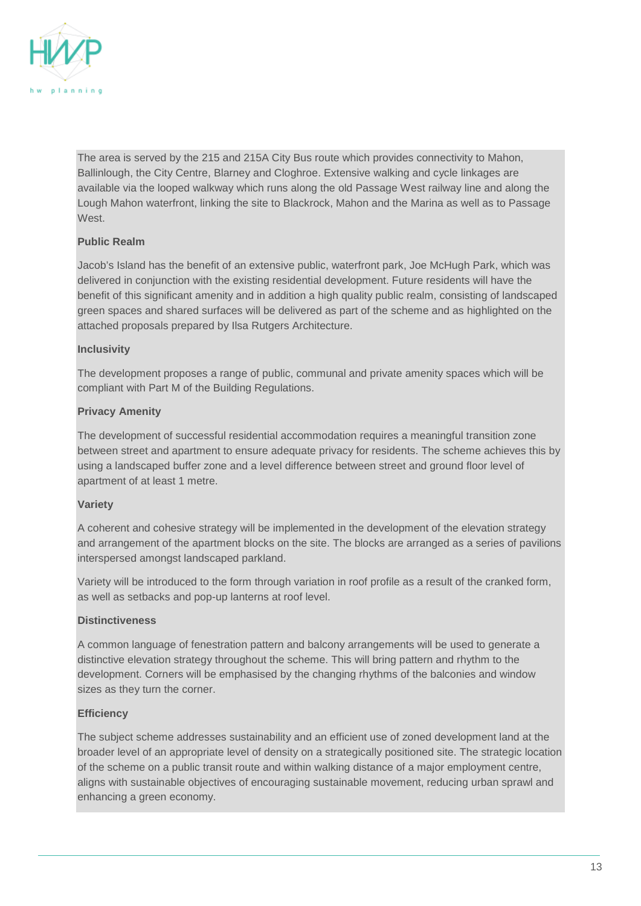The area is served by the 215 and 215A City Bus route which provides connectivity to Mahon, Ballinlough, the City Centre, Blarney and Cloghroe. Extensive walking and cycle linkages are available via the looped walkway which runs along the old Passage West railway line and along the Lough Mahon waterfront, linking the site to Blackrock, Mahon and the Marina as well as to Passage West.

**Public Realm**

Jacob's Island has the benefit of an extensive public, waterfront park, Joe McHugh Park, which was delivered in conjunction with the existing residential development. Future residents will have the benefit of this significant amenity and in addition a high quality public realm, consisting of landscaped green spaces and shared surfaces will be delivered as part of the scheme and as highlighted on the attached proposals prepared by Ilsa Rutgers Architecture.

**Inclusivity**

The development proposes a range of public, communal and private amenity spaces which will be compliant with Part M of the Building Regulations.

**Privacy Amenity**

The development of successful residential accommodation requires a meaningful transition zone between street and apartment to ensure adequate privacy for residents. The scheme achieves this by using a landscaped buffer zone and a level difference between street and ground floor level of apartment of at least 1 metre.

**Variety**

A coherent and cohesive strategy will be implemented in the development of the elevation strategy and arrangement of the apartment blocks on the site. The blocks are arranged as a series of pavilions interspersed amongst landscaped parkland.

Variety will be introduced to the form through variation in roof profile as a result of the cranked form, as well as setbacks and pop-up lanterns at roof level.

**Distinctiveness**

A common language of fenestration pattern and balcony arrangements will be used to generate a distinctive elevation strategy throughout the scheme. This will bring pattern and rhythm to the development. Corners will be emphasised by the changing rhythms of the balconies and window sizes as they turn the corner.

**Efficiency**

The subject scheme addresses sustainability and an efficient use of zoned development land at the broader level of an appropriate level of density on a strategically positioned site. The strategic location of the scheme on a public transit route and within walking distance of a major employment centre, aligns with sustainable objectives of encouraging sustainable movement, reducing urban sprawl and enhancing a green economy.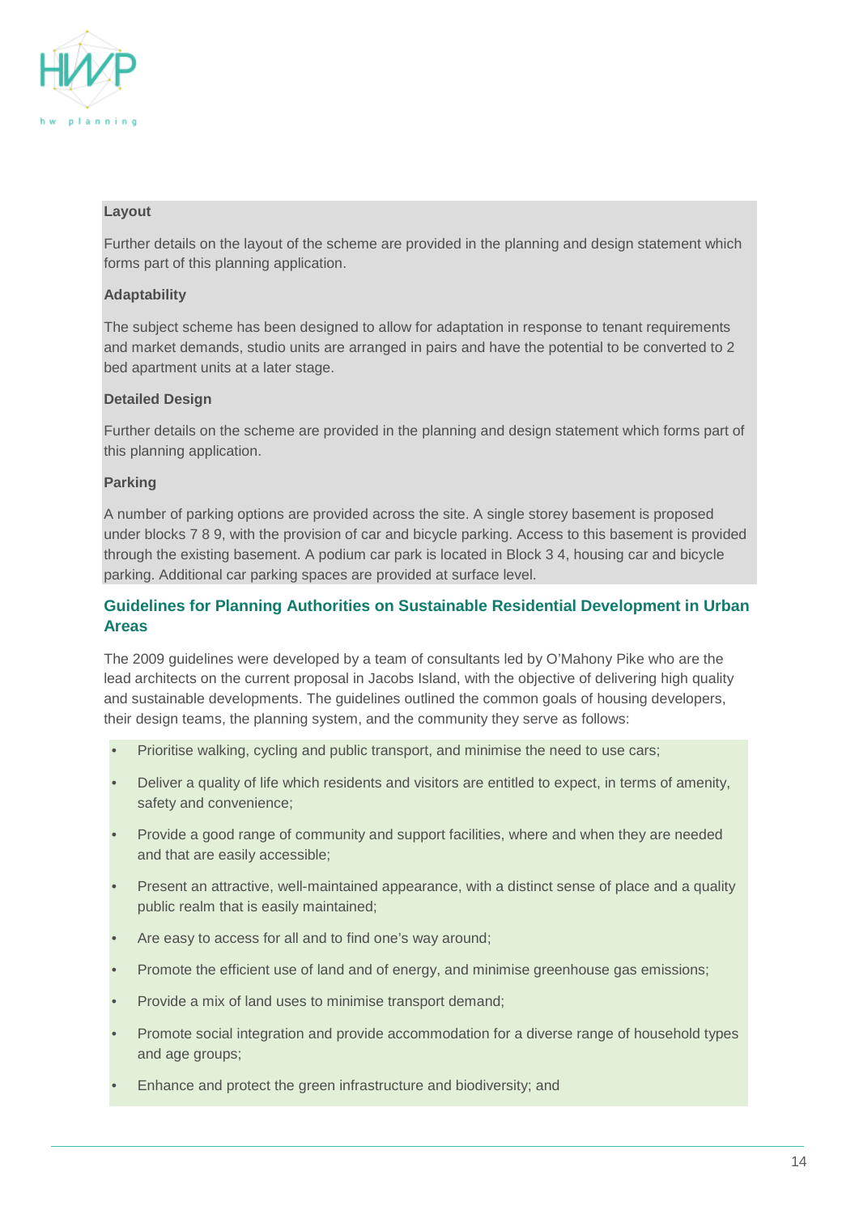**Layout**

Further details on the layout of the scheme are provided in the planning and design statement which forms part of this planning application.

**Adaptability**

The subject scheme has been designed to allow for adaptation in response to tenant requirements and market demands, studio units are arranged in pairs and have the potential to be converted to 2 bed apartment units at a later stage.

**Detailed Design**

Further details on the scheme are provided in the planning and design statement which forms part of this planning application.

**Parking**

A number of parking options are provided across the site. A single storey basement is proposed under blocks 7 8 9, with the provision of car and bicycle parking. Access to this basement is provided through the existing basement. A podium car park is located in Block 3 4, housing car and bicycle parking. Additional car parking spaces are provided at surface level.

## Guidelines for Planning Authorities on Sustainable Residential Development in Urban Areas

The 2009 guidelines were developed by a team of consultants led by O'Mahony Pike who are the lead architects on the current proposal in Jacobs Island, with the objective of delivering high quality and sustainable developments. The guidelines outlined the common goals of housing developers, their design teams, the planning system, and the community they serve as follows:

- Prioritise walking, cycling and public transport, and minimise the need to use cars;
- Deliver a quality of life which residents and visitors are entitled to expect, in terms of amenity, safety and convenience;
- Provide a good range of community and support facilities, where and when they are needed and that are easily accessible;
- Present an attractive, well-maintained appearance, with a distinct sense of place and a quality public realm that is easily maintained;
- Are easy to access for all and to find one's way around;
- Promote the efficient use of land and of energy, and minimise greenhouse gas emissions;
- Provide a mix of land uses to minimise transport demand;
- Promote social integration and provide accommodation for a diverse range of household types and age groups;
- Enhance and protect the green infrastructure and biodiversity; and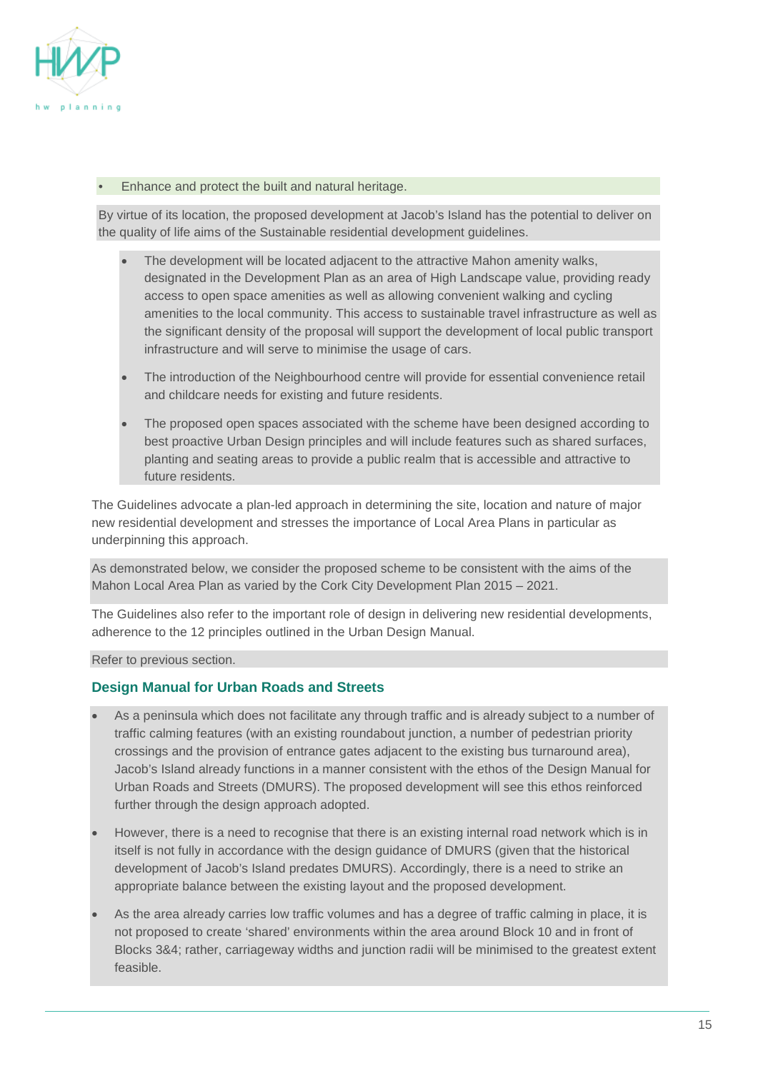- Enhance and protect the built and natural heritage.

By virtue of its location, the proposed development at Jacob's Island has the potential to deliver on the quality of life aims of the Sustainable residential development guidelines.

- The development will be located adjacent to the attractive Mahon amenity walks, designated in the Development Plan as an area of High Landscape value, providing ready access to open space amenities as well as allowing convenient walking and cycling amenities to the local community. This access to sustainable travel infrastructure as well as the significant density of the proposal will support the development of local public transport infrastructure and will serve to minimise the usage of cars.
- The introduction of the Neighbourhood centre will provide for essential convenience retail and childcare needs for existing and future residents.
- The proposed open spaces associated with the scheme have been designed according to best proactive Urban Design principles and will include features such as shared surfaces, planting and seating areas to provide a public realm that is accessible and attractive to future residents.

The Guidelines advocate a plan-led approach in determining the site, location and nature of major new residential development and stresses the importance of Local Area Plans in particular as underpinning this approach.

As demonstrated below, we consider the proposed scheme to be consistent with the aims of the Mahon Local Area Plan as varied by the Cork City Development Plan 2015 – 2021.

The Guidelines also refer to the important role of design in delivering new residential developments, adherence to the 12 principles outlined in the Urban Design Manual.

Refer to previous section.

### Design Manual for Urban Roads and Streets

- As a peninsula which does not facilitate any through traffic and is already subject to a number of traffic calming features (with an existing roundabout junction, a number of pedestrian priority crossings and the provision of entrance gates adjacent to the existing bus turnaround area), Jacob's Island already functions in a manner consistent with the ethos of the Design Manual for Urban Roads and Streets (DMURS). The proposed development will see this ethos reinforced further through the design approach adopted.
- However, there is a need to recognise that there is an existing internal road network which is in itself is not fully in accordance with the design guidance of DMURS (given that the historical development of Jacob's Island predates DMURS). Accordingly, there is a need to strike an appropriate balance between the existing layout and the proposed development.
- As the area already carries low traffic volumes and has a degree of traffic calming in place, it is not proposed to create 'shared' environments within the area around Block 10 and in front of Blocks 3&4; rather, carriageway widths and junction radii will be minimised to the greatest extent feasible.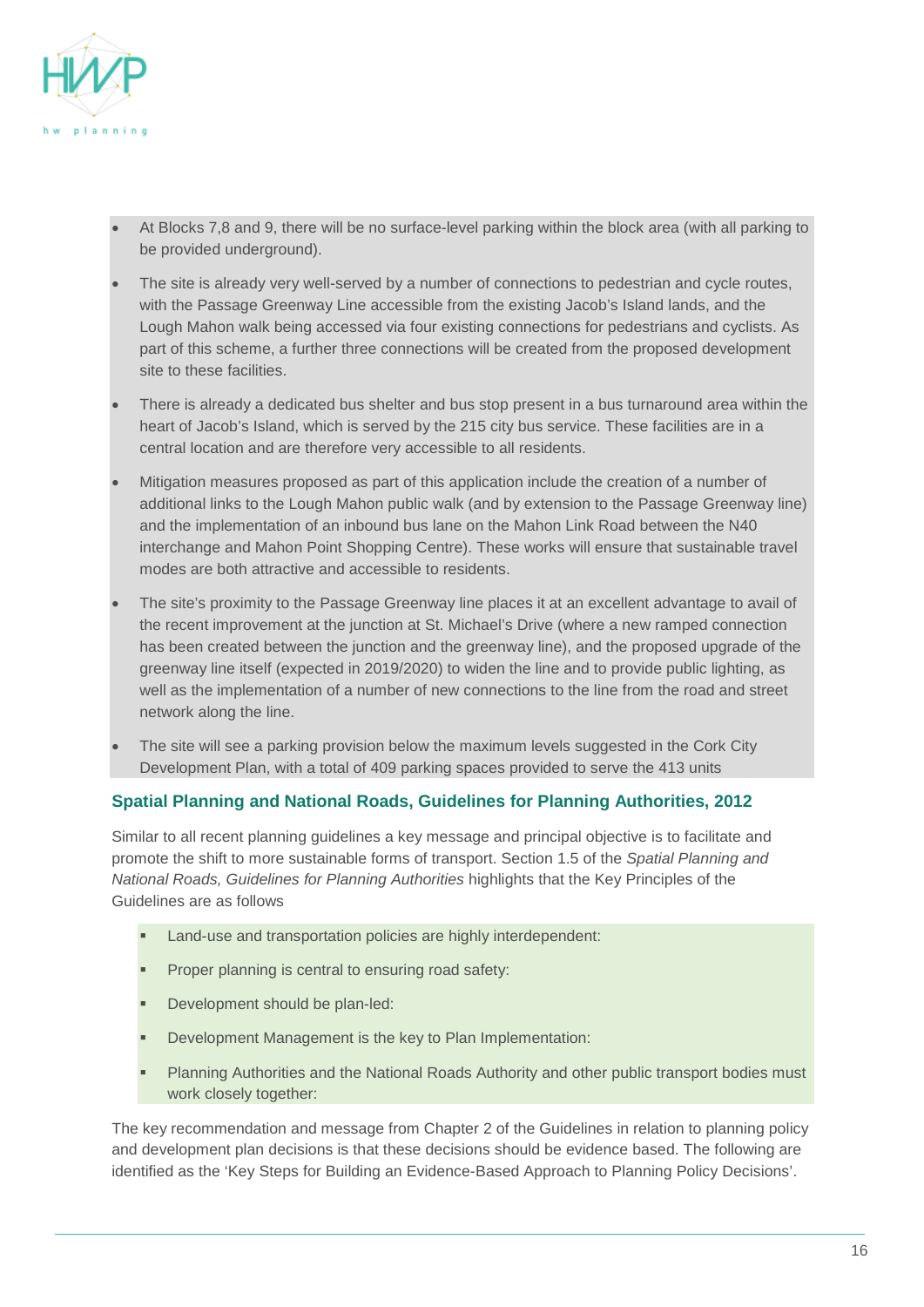- At Blocks 7,8 and 9, there will be no surface-level parking within the block area (with all parking to be provided underground).
- The site is already very well-served by a number of connections to pedestrian and cycle routes, with the Passage Greenway Line accessible from the existing Jacob's Island lands, and the Lough Mahon walk being accessed via four existing connections for pedestrians and cyclists. As part of this scheme, a further three connections will be created from the proposed development site to these facilities.
- There is already a dedicated bus shelter and bus stop present in a bus turnaround area within the heart of Jacob's Island, which is served by the 215 city bus service. These facilities are in a central location and are therefore very accessible to all residents.
- Mitigation measures proposed as part of this application include the creation of a number of additional links to the Lough Mahon public walk (and by extension to the Passage Greenway line) and the implementation of an inbound bus lane on the Mahon Link Road between the N40 interchange and Mahon Point Shopping Centre). These works will ensure that sustainable travel modes are both attractive and accessible to residents.
- The site's proximity to the Passage Greenway line places it at an excellent advantage to avail of the recent improvement at the junction at St. Michael's Drive (where a new ramped connection has been created between the junction and the greenway line), and the proposed upgrade of the greenway line itself (expected in 2019/2020) to widen the line and to provide public lighting, as well as the implementation of a number of new connections to the line from the road and street network along the line.
- The site will see a parking provision below the maximum levels suggested in the Cork City Development Plan, with a total of 409 parking spaces provided to serve the 413 units

### Spatial Planning and National Roads, Guidelines for Planning Authorities, 2012

Similar to all recent planning guidelines a key message and principal objective is to facilitate and promote the shift to more sustainable forms of transport. Section 1.5 of the *Spatial Planning and National Roads, Guidelines for Planning Authorities* highlights that the Key Principles of the Guidelines are as follows

- Land-use and transportation policies are highly interdependent:
- Proper planning is central to ensuring road safety:
- Development should be plan-led:
- Development Management is the key to Plan Implementation:
- Planning Authorities and the National Roads Authority and other public transport bodies must work closely together:

The key recommendation and message from Chapter 2 of the Guidelines in relation to planning policy and development plan decisions is that these decisions should be evidence based. The following are identified as the 'Key Steps for Building an Evidence-Based Approach to Planning Policy Decisions'.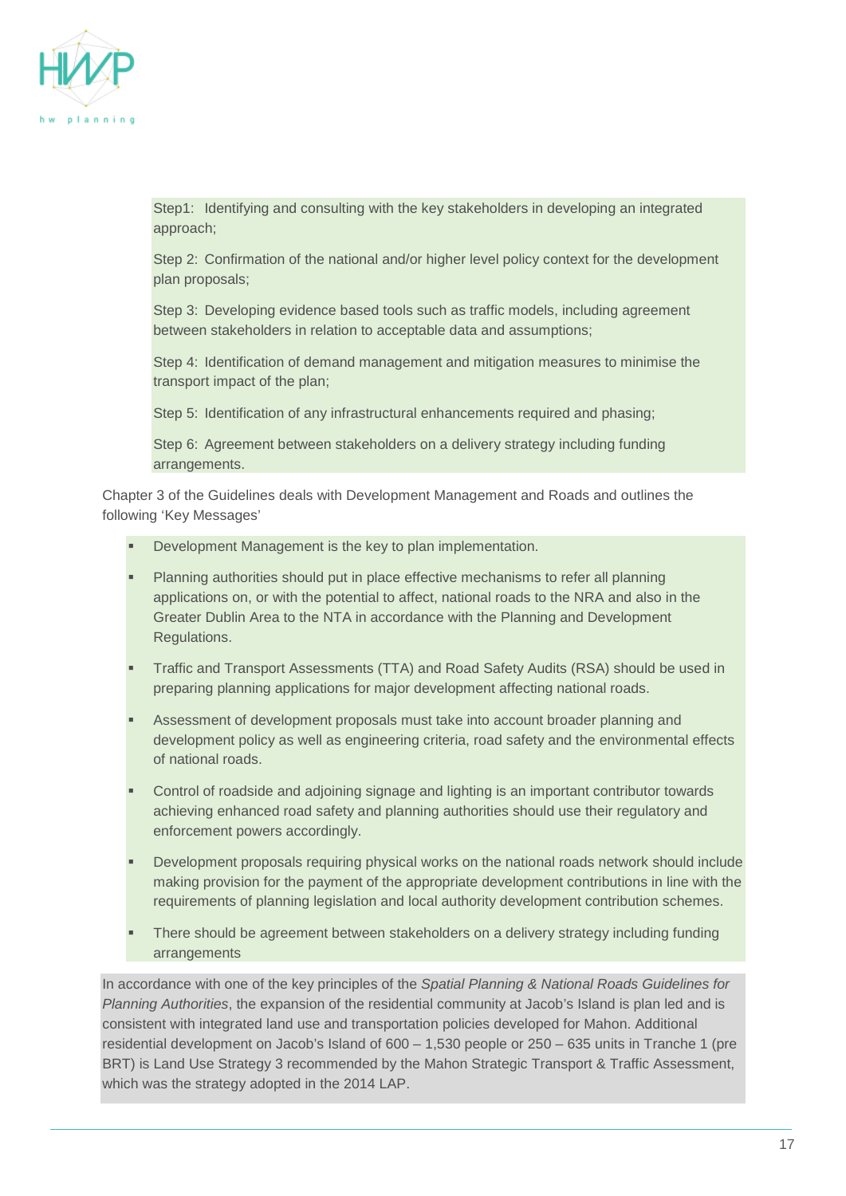Step1: Identifying and consulting with the key stakeholders in developing an integrated approach;

Step 2: Confirmation of the national and/or higher level policy context for the development plan proposals;

Step 3: Developing evidence based tools such as traffic models, including agreement between stakeholders in relation to acceptable data and assumptions;

Step 4: Identification of demand management and mitigation measures to minimise the transport impact of the plan;

Step 5: Identification of any infrastructural enhancements required and phasing;

Step 6: Agreement between stakeholders on a delivery strategy including funding arrangements.

Chapter 3 of the Guidelines deals with Development Management and Roads and outlines the following 'Key Messages'

- Development Management is the key to plan implementation.
- Planning authorities should put in place effective mechanisms to refer all planning applications on, or with the potential to affect, national roads to the NRA and also in the Greater Dublin Area to the NTA in accordance with the Planning and Development Regulations.
- Traffic and Transport Assessments (TTA) and Road Safety Audits (RSA) should be used in preparing planning applications for major development affecting national roads.
- Assessment of development proposals must take into account broader planning and development policy as well as engineering criteria, road safety and the environmental effects of national roads.
- Control of roadside and adjoining signage and lighting is an important contributor towards achieving enhanced road safety and planning authorities should use their regulatory and enforcement powers accordingly.
- Development proposals requiring physical works on the national roads network should include making provision for the payment of the appropriate development contributions in line with the requirements of planning legislation and local authority development contribution schemes.
- There should be agreement between stakeholders on a delivery strategy including funding arrangements

In accordance with one of the key principles of the *Spatial Planning & National Roads Guidelines for Planning Authorities*, the expansion of the residential community at Jacob's Island is plan led and is consistent with integrated land use and transportation policies developed for Mahon. Additional residential development on Jacob's Island of 600 – 1,530 people or 250 – 635 units in Tranche 1 (pre BRT) is Land Use Strategy 3 recommended by the Mahon Strategic Transport & Traffic Assessment, which was the strategy adopted in the 2014 LAP.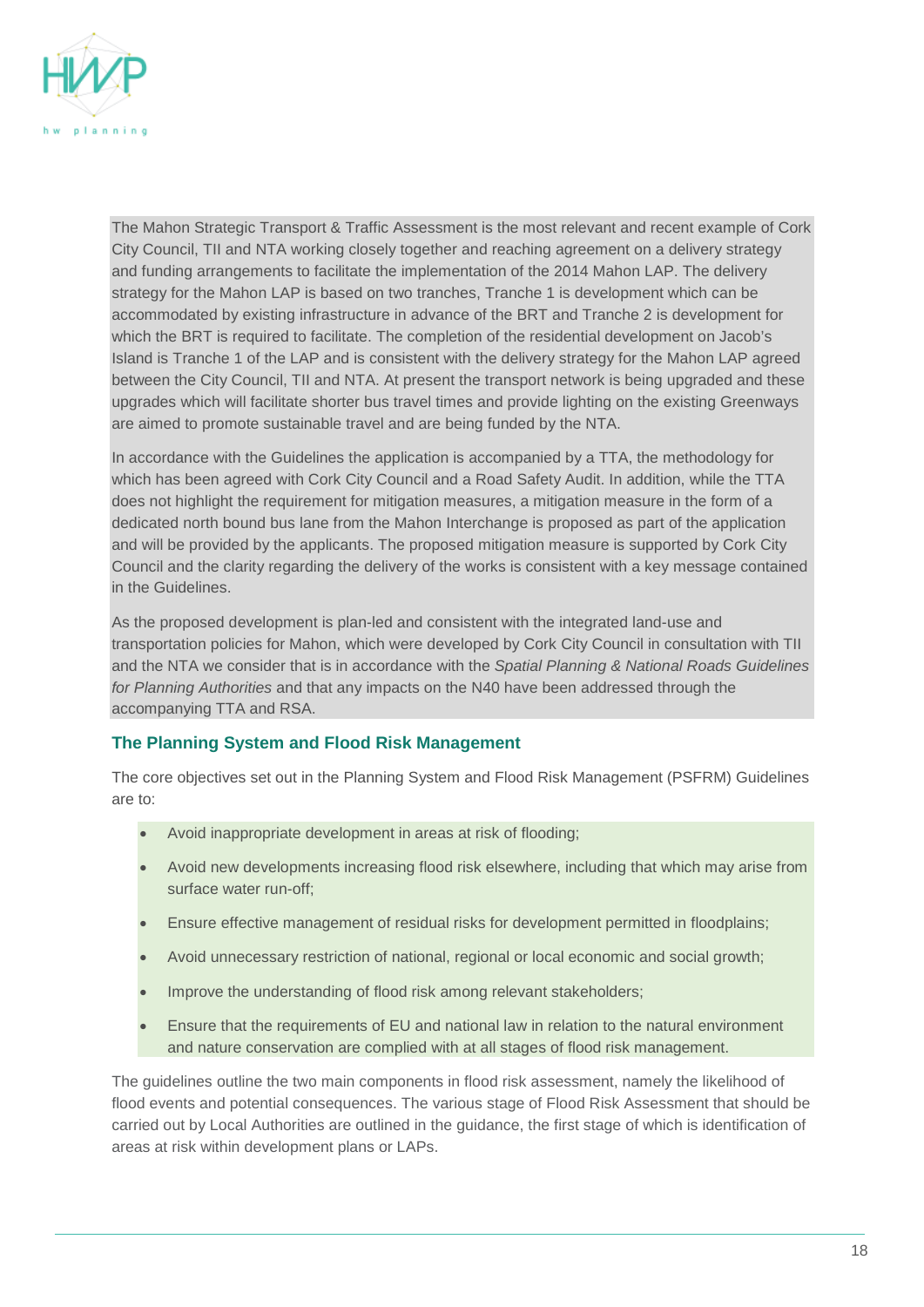The Mahon Strategic Transport & Traffic Assessment is the most relevant and recent example of Cork City Council, TII and NTA working closely together and reaching agreement on a delivery strategy and funding arrangements to facilitate the implementation of the 2014 Mahon LAP. The delivery strategy for the Mahon LAP is based on two tranches, Tranche 1 is development which can be accommodated by existing infrastructure in advance of the BRT and Tranche 2 is development for which the BRT is required to facilitate. The completion of the residential development on Jacob's Island is Tranche 1 of the LAP and is consistent with the delivery strategy for the Mahon LAP agreed between the City Council, TII and NTA. At present the transport network is being upgraded and these upgrades which will facilitate shorter bus travel times and provide lighting on the existing Greenways are aimed to promote sustainable travel and are being funded by the NTA.

In accordance with the Guidelines the application is accompanied by a TTA, the methodology for which has been agreed with Cork City Council and a Road Safety Audit. In addition, while the TTA does not highlight the requirement for mitigation measures, a mitigation measure in the form of a dedicated north bound bus lane from the Mahon Interchange is proposed as part of the application and will be provided by the applicants. The proposed mitigation measure is supported by Cork City Council and the clarity regarding the delivery of the works is consistent with a key message contained in the Guidelines.

As the proposed development is plan-led and consistent with the integrated land-use and transportation policies for Mahon, which were developed by Cork City Council in consultation with TII and the NTA we consider that is in accordance with the *Spatial Planning & National Roads Guidelines for Planning Authorities* and that any impacts on the N40 have been addressed through the accompanying TTA and RSA.

### The Planning System and Flood Risk Management

The core objectives set out in the Planning System and Flood Risk Management (PSFRM) Guidelines are to:

- Avoid inappropriate development in areas at risk of flooding;
- Avoid new developments increasing flood risk elsewhere, including that which may arise from surface water run-off;
- Ensure effective management of residual risks for development permitted in floodplains;
- Avoid unnecessary restriction of national, regional or local economic and social growth;
- Improve the understanding of flood risk among relevant stakeholders;
- Ensure that the requirements of EU and national law in relation to the natural environment and nature conservation are complied with at all stages of flood risk management.

The guidelines outline the two main components in flood risk assessment, namely the likelihood of flood events and potential consequences. The various stage of Flood Risk Assessment that should be carried out by Local Authorities are outlined in the guidance, the first stage of which is identification of areas at risk within development plans or LAPs.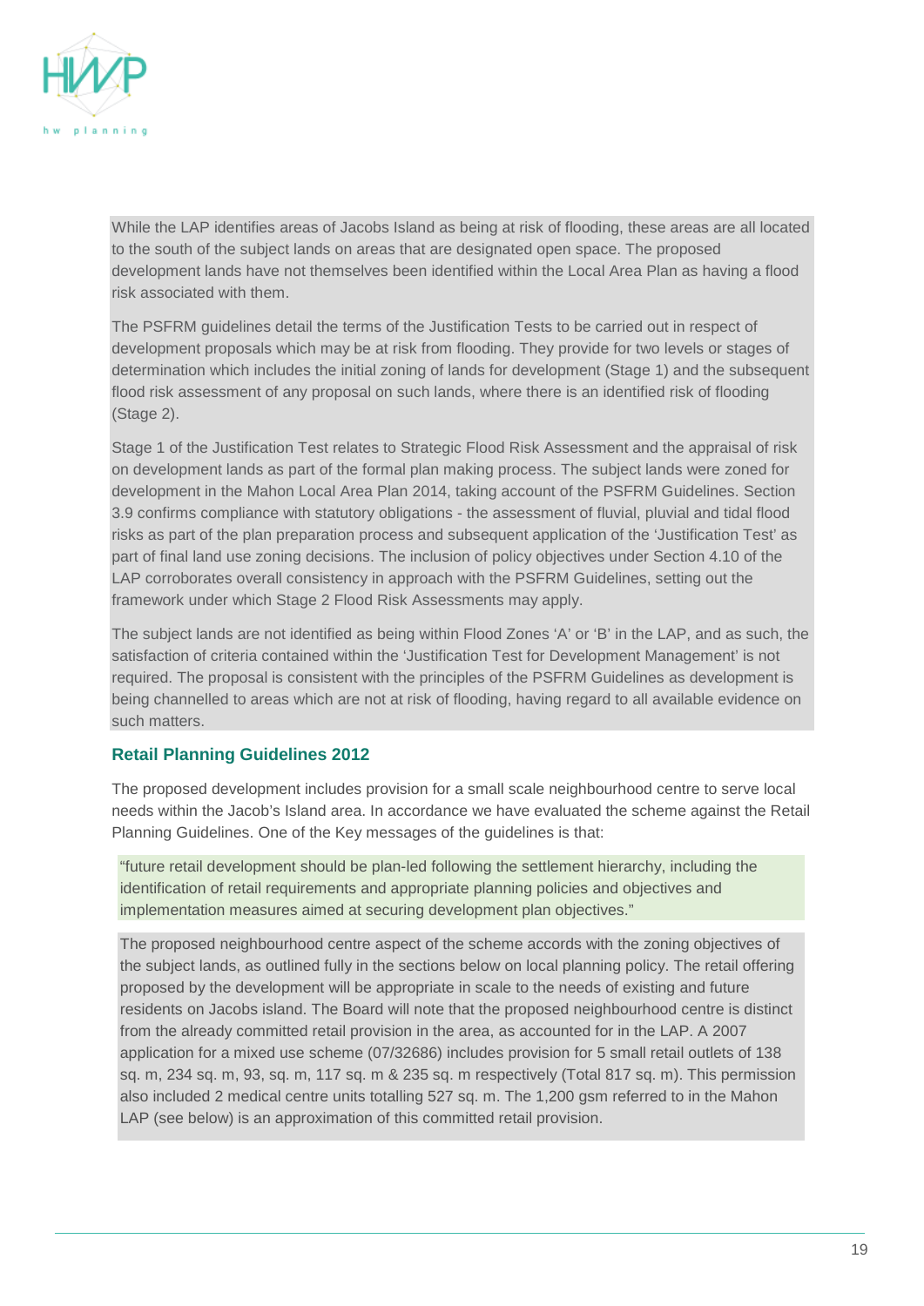While the LAP identifies areas of Jacobs Island as being at risk of flooding, these areas are all located to the south of the subject lands on areas that are designated open space. The proposed development lands have not themselves been identified within the Local Area Plan as having a flood risk associated with them.

The PSFRM guidelines detail the terms of the Justification Tests to be carried out in respect of development proposals which may be at risk from flooding. They provide for two levels or stages of determination which includes the initial zoning of lands for development (Stage 1) and the subsequent flood risk assessment of any proposal on such lands, where there is an identified risk of flooding (Stage 2).

Stage 1 of the Justification Test relates to Strategic Flood Risk Assessment and the appraisal of risk on development lands as part of the formal plan making process. The subject lands were zoned for development in the Mahon Local Area Plan 2014, taking account of the PSFRM Guidelines. Section 3.9 confirms compliance with statutory obligations - the assessment of fluvial, pluvial and tidal flood risks as part of the plan preparation process and subsequent application of the 'Justification Test' as part of final land use zoning decisions. The inclusion of policy objectives under Section 4.10 of the LAP corroborates overall consistency in approach with the PSFRM Guidelines, setting out the framework under which Stage 2 Flood Risk Assessments may apply.

The subject lands are not identified as being within Flood Zones 'A' or 'B' in the LAP, and as such, the satisfaction of criteria contained within the 'Justification Test for Development Management' is not required. The proposal is consistent with the principles of the PSFRM Guidelines as development is being channelled to areas which are not at risk of flooding, having regard to all available evidence on such matters.

### Retail Planning Guidelines 2012

The proposed development includes provision for a small scale neighbourhood centre to serve local needs within the Jacob's Island area. In accordance we have evaluated the scheme against the Retail Planning Guidelines. One of the Key messages of the guidelines is that:

"future retail development should be plan-led following the settlement hierarchy, including the identification of retail requirements and appropriate planning policies and objectives and implementation measures aimed at securing development plan objectives."

The proposed neighbourhood centre aspect of the scheme accords with the zoning objectives of the subject lands, as outlined fully in the sections below on local planning policy. The retail offering proposed by the development will be appropriate in scale to the needs of existing and future residents on Jacobs island. The Board will note that the proposed neighbourhood centre is distinct from the already committed retail provision in the area, as accounted for in the LAP. A 2007 application for a mixed use scheme (07/32686) includes provision for 5 small retail outlets of 138 sq. m, 234 sq. m, 93, sq. m, 117 sq. m & 235 sq. m respectively (Total 817 sq. m). This permission also included 2 medical centre units totalling 527 sq. m. The 1,200 gsm referred to in the Mahon LAP (see below) is an approximation of this committed retail provision.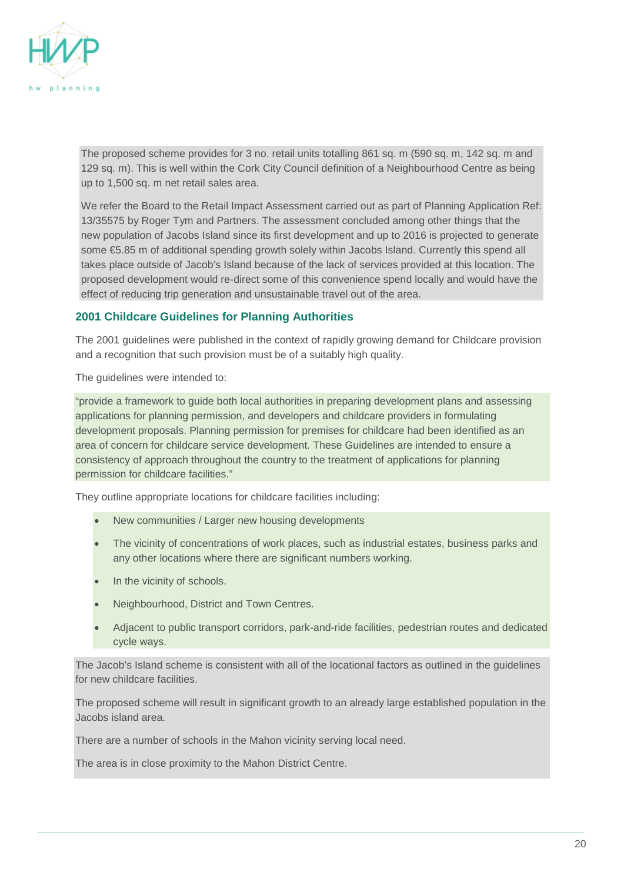The proposed scheme provides for 3 no. retail units totalling 861 sq. m (590 sq. m, 142 sq. m and 129 sq. m). This is well within the Cork City Council definition of a Neighbourhood Centre as being up to 1,500 sq. m net retail sales area.

We refer the Board to the Retail Impact Assessment carried out as part of Planning Application Ref: 13/35575 by Roger Tym and Partners. The assessment concluded among other things that the new population of Jacobs Island since its first development and up to 2016 is projected to generate some €5.85 m of additional spending growth solely within Jacobs Island. Currently this spend all takes place outside of Jacob's Island because of the lack of services provided at this location. The proposed development would re-direct some of this convenience spend locally and would have the effect of reducing trip generation and unsustainable travel out of the area.

## 2001 Childcare Guidelines for Planning Authorities

The 2001 guidelines were published in the context of rapidly growing demand for Childcare provision and a recognition that such provision must be of a suitably high quality.

The guidelines were intended to:

"provide a framework to guide both local authorities in preparing development plans and assessing applications for planning permission, and developers and childcare providers in formulating development proposals. Planning permission for premises for childcare had been identified as an area of concern for childcare service development. These Guidelines are intended to ensure a consistency of approach throughout the country to the treatment of applications for planning permission for childcare facilities."

They outline appropriate locations for childcare facilities including:

- New communities / Larger new housing developments
- The vicinity of concentrations of work places, such as industrial estates, business parks and any other locations where there are significant numbers working.
- In the vicinity of schools.
- Neighbourhood, District and Town Centres.
- Adjacent to public transport corridors, park-and-ride facilities, pedestrian routes and dedicated cycle ways.

The Jacob's Island scheme is consistent with all of the locational factors as outlined in the guidelines for new childcare facilities.

The proposed scheme will result in significant growth to an already large established population in the Jacobs island area.

There are a number of schools in the Mahon vicinity serving local need.

The area is in close proximity to the Mahon District Centre.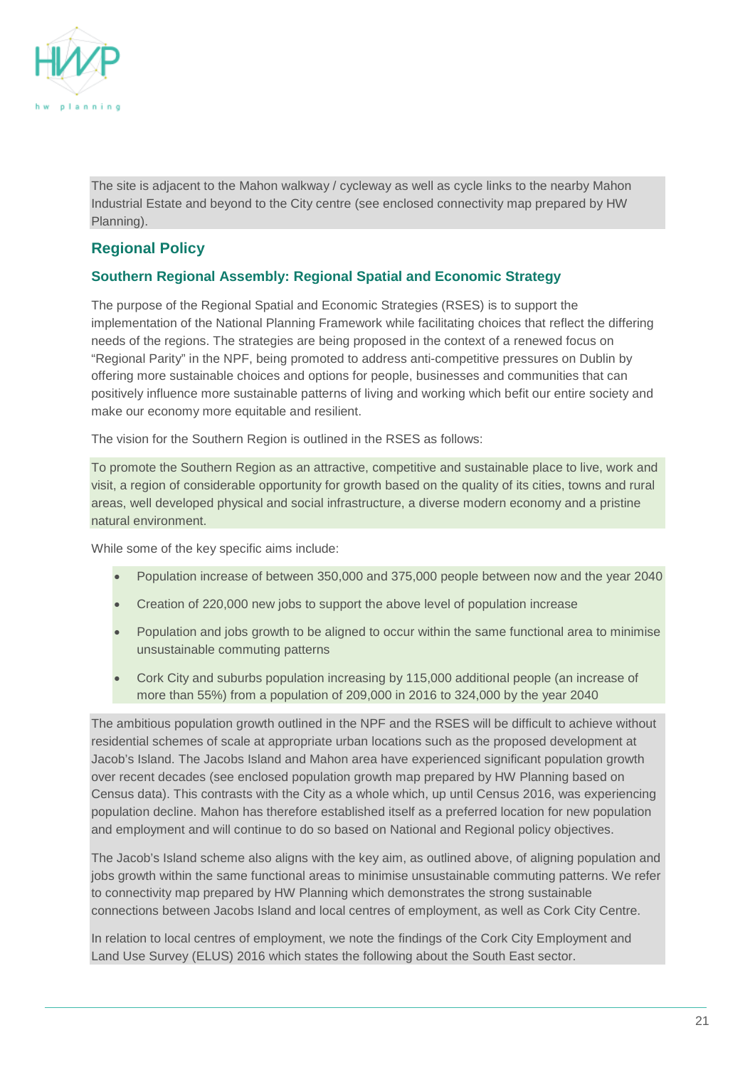The site is adjacent to the Mahon walkway / cycleway as well as cycle links to the nearby Mahon Industrial Estate and beyond to the City centre (see enclosed connectivity map prepared by HW Planning).

## Regional Policy

### Southern Regional Assembly: Regional Spatial and Economic Strategy

The purpose of the Regional Spatial and Economic Strategies (RSES) is to support the implementation of the National Planning Framework while facilitating choices that reflect the differing needs of the regions. The strategies are being proposed in the context of a renewed focus on "Regional Parity" in the NPF, being promoted to address anti-competitive pressures on Dublin by offering more sustainable choices and options for people, businesses and communities that can positively influence more sustainable patterns of living and working which befit our entire society and make our economy more equitable and resilient.

The vision for the Southern Region is outlined in the RSES as follows:

To promote the Southern Region as an attractive, competitive and sustainable place to live, work and visit, a region of considerable opportunity for growth based on the quality of its cities, towns and rural areas, well developed physical and social infrastructure, a diverse modern economy and a pristine natural environment.

While some of the key specific aims include:

- Population increase of between 350,000 and 375,000 people between now and the year 2040
- Creation of 220,000 new jobs to support the above level of population increase
- Population and jobs growth to be aligned to occur within the same functional area to minimise unsustainable commuting patterns
- Cork City and suburbs population increasing by 115,000 additional people (an increase of more than 55%) from a population of 209,000 in 2016 to 324,000 by the year 2040

The ambitious population growth outlined in the NPF and the RSES will be difficult to achieve without residential schemes of scale at appropriate urban locations such as the proposed development at Jacob's Island. The Jacobs Island and Mahon area have experienced significant population growth over recent decades (see enclosed population growth map prepared by HW Planning based on Census data). This contrasts with the City as a whole which, up until Census 2016, was experiencing population decline. Mahon has therefore established itself as a preferred location for new population and employment and will continue to do so based on National and Regional policy objectives.

The Jacob's Island scheme also aligns with the key aim, as outlined above, of aligning population and jobs growth within the same functional areas to minimise unsustainable commuting patterns. We refer to connectivity map prepared by HW Planning which demonstrates the strong sustainable connections between Jacobs Island and local centres of employment, as well as Cork City Centre.

In relation to local centres of employment, we note the findings of the Cork City Employment and Land Use Survey (ELUS) 2016 which states the following about the South East sector.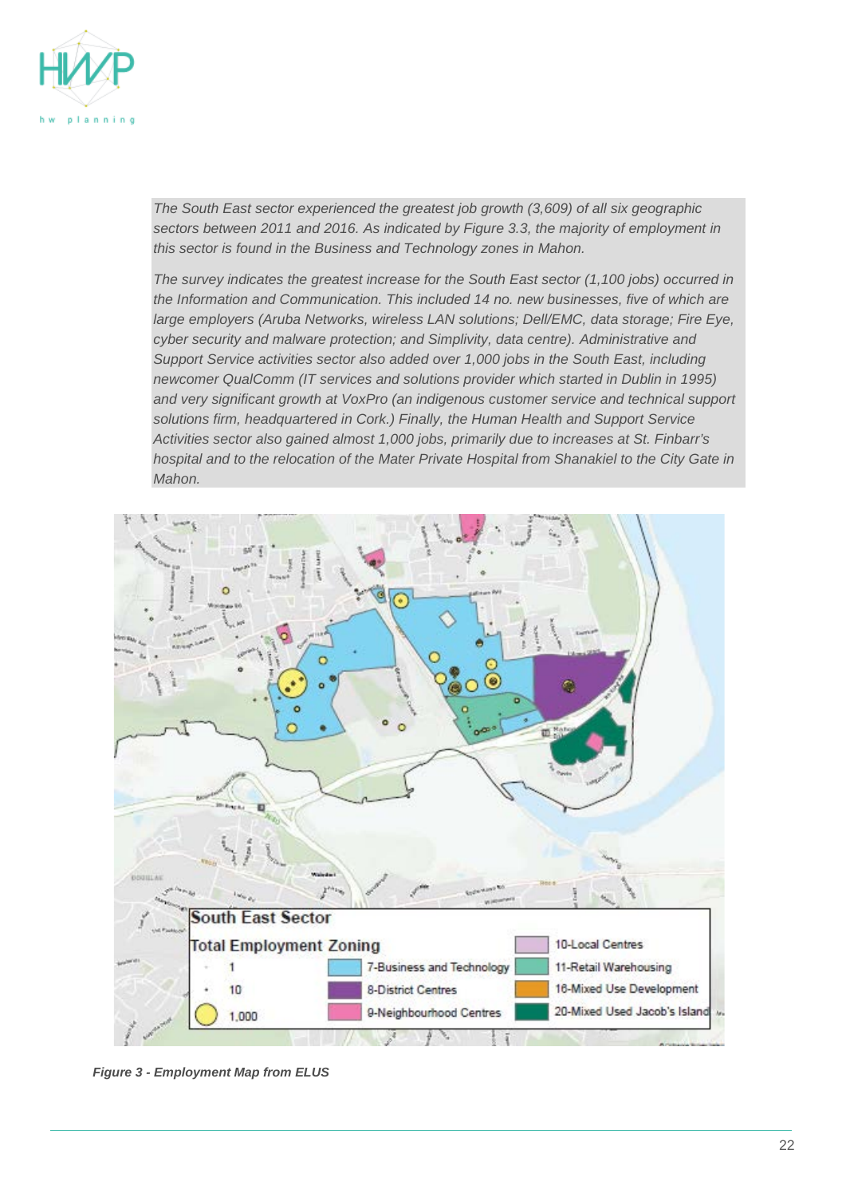*The South East sector experienced the greatest job growth (3,609) of all six geographic sectors between 2011 and 2016. As indicated by Figure 3.3, the majority of employment in this sector is found in the Business and Technology zones in Mahon.*

*The survey indicates the greatest increase for the South East sector (1,100 jobs) occurred in the Information and Communication. This included 14 no. new businesses, five of which are large employers (Aruba Networks, wireless LAN solutions; Dell/EMC, data storage; Fire Eye, cyber security and malware protection; and Simplivity, data centre). Administrative and Support Service activities sector also added over 1,000 jobs in the South East, including newcomer QualComm (IT services and solutions provider which started in Dublin in 1995) and very significant growth at VoxPro (an indigenous customer service and technical support solutions firm, headquartered in Cork.) Finally, the Human Health and Support Service Activities sector also gained almost 1,000 jobs, primarily due to increases at St. Finbarr's hospital and to the relocation of the Mater Private Hospital from Shanakiel to the City Gate in Mahon.*

South East Sector

Total Employment Zoning

1

10

1,000

7-Business and Technology

8-District Centres

9-Neighbourhood Centres

10-Local Centres

11-Retail Warehousing

16-Mixed Use Development

20-Mixed Used Jacob's Island

***Figure 3 - Employment Map from ELUS***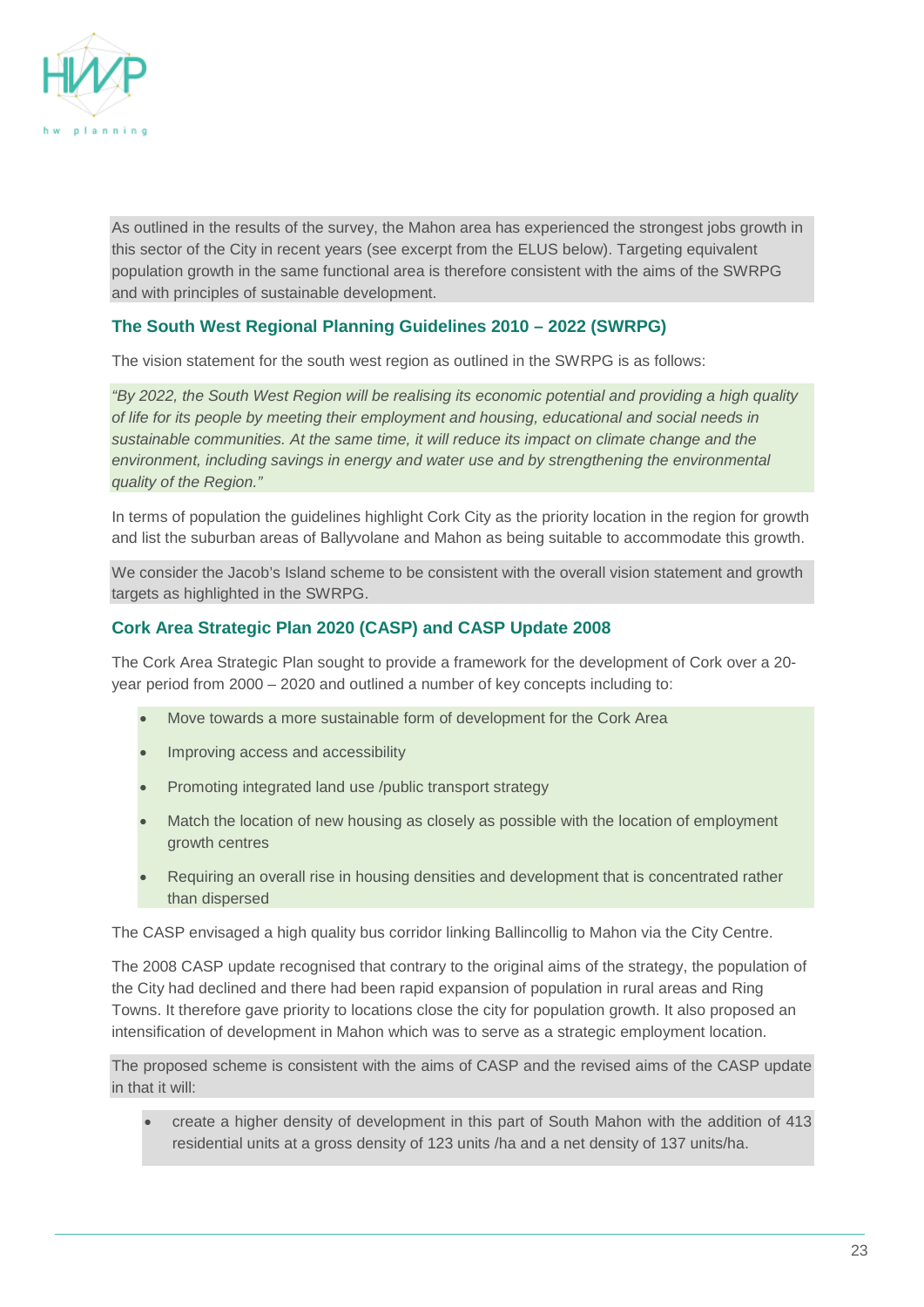As outlined in the results of the survey, the Mahon area has experienced the strongest jobs growth in this sector of the City in recent years (see excerpt from the ELUS below). Targeting equivalent population growth in the same functional area is therefore consistent with the aims of the SWRPG and with principles of sustainable development.

### The South West Regional Planning Guidelines 2010 – 2022 (SWRPG)

The vision statement for the south west region as outlined in the SWRPG is as follows:

*"By 2022, the South West Region will be realising its economic potential and providing a high quality of life for its people by meeting their employment and housing, educational and social needs in sustainable communities. At the same time, it will reduce its impact on climate change and the environment, including savings in energy and water use and by strengthening the environmental quality of the Region."*

In terms of population the guidelines highlight Cork City as the priority location in the region for growth and list the suburban areas of Ballyvolane and Mahon as being suitable to accommodate this growth.

We consider the Jacob's Island scheme to be consistent with the overall vision statement and growth targets as highlighted in the SWRPG.

### Cork Area Strategic Plan 2020 (CASP) and CASP Update 2008

The Cork Area Strategic Plan sought to provide a framework for the development of Cork over a 20-year period from 2000 – 2020 and outlined a number of key concepts including to:

- Move towards a more sustainable form of development for the Cork Area
- Improving access and accessibility
- Promoting integrated land use /public transport strategy
- Match the location of new housing as closely as possible with the location of employment growth centres
- Requiring an overall rise in housing densities and development that is concentrated rather than dispersed

The CASP envisaged a high quality bus corridor linking Ballincollig to Mahon via the City Centre.

The 2008 CASP update recognised that contrary to the original aims of the strategy, the population of the City had declined and there had been rapid expansion of population in rural areas and Ring Towns. It therefore gave priority to locations close the city for population growth. It also proposed an intensification of development in Mahon which was to serve as a strategic employment location.

The proposed scheme is consistent with the aims of CASP and the revised aims of the CASP update in that it will:

- create a higher density of development in this part of South Mahon with the addition of 413 residential units at a gross density of 123 units /ha and a net density of 137 units/ha.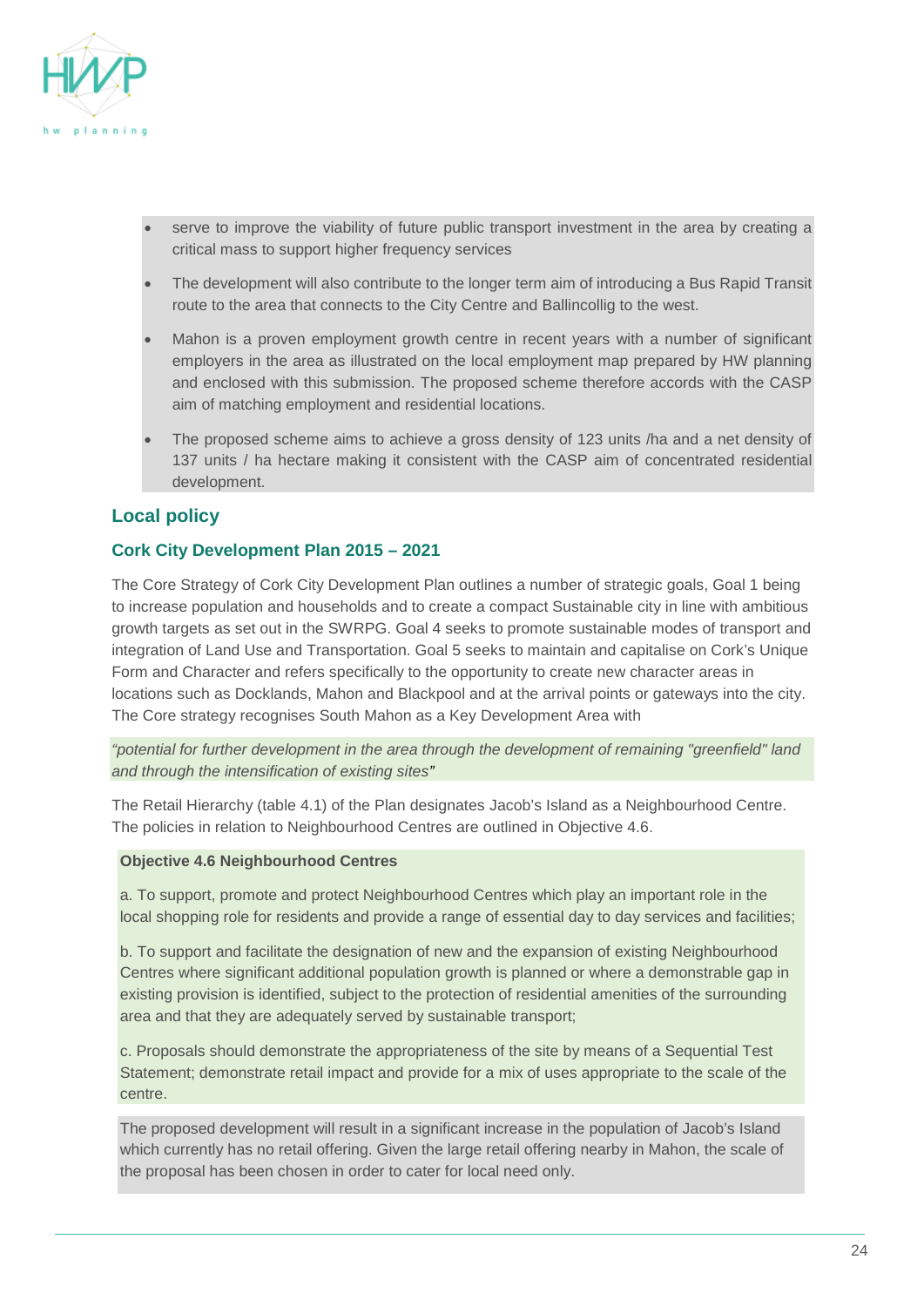- serve to improve the viability of future public transport investment in the area by creating a critical mass to support higher frequency services
- The development will also contribute to the longer term aim of introducing a Bus Rapid Transit route to the area that connects to the City Centre and Ballincollig to the west.
- Mahon is a proven employment growth centre in recent years with a number of significant employers in the area as illustrated on the local employment map prepared by HW planning and enclosed with this submission. The proposed scheme therefore accords with the CASP aim of matching employment and residential locations.
- The proposed scheme aims to achieve a gross density of 123 units /ha and a net density of 137 units / ha hectare making it consistent with the CASP aim of concentrated residential development.

## Local policy

### Cork City Development Plan 2015 – 2021

The Core Strategy of Cork City Development Plan outlines a number of strategic goals, Goal 1 being to increase population and households and to create a compact Sustainable city in line with ambitious growth targets as set out in the SWRPG. Goal 4 seeks to promote sustainable modes of transport and integration of Land Use and Transportation. Goal 5 seeks to maintain and capitalise on Cork's Unique Form and Character and refers specifically to the opportunity to create new character areas in locations such as Docklands, Mahon and Blackpool and at the arrival points or gateways into the city. The Core strategy recognises South Mahon as a Key Development Area with

*"potential for further development in the area through the development of remaining "greenfield" land and through the intensification of existing sites"*

The Retail Hierarchy (table 4.1) of the Plan designates Jacob's Island as a Neighbourhood Centre. The policies in relation to Neighbourhood Centres are outlined in Objective 4.6.

**Objective 4.6 Neighbourhood Centres**

a. To support, promote and protect Neighbourhood Centres which play an important role in the local shopping role for residents and provide a range of essential day to day services and facilities;

b. To support and facilitate the designation of new and the expansion of existing Neighbourhood Centres where significant additional population growth is planned or where a demonstrable gap in existing provision is identified, subject to the protection of residential amenities of the surrounding area and that they are adequately served by sustainable transport;

c. Proposals should demonstrate the appropriateness of the site by means of a Sequential Test Statement; demonstrate retail impact and provide for a mix of uses appropriate to the scale of the centre.

The proposed development will result in a significant increase in the population of Jacob's Island which currently has no retail offering. Given the large retail offering nearby in Mahon, the scale of the proposal has been chosen in order to cater for local need only.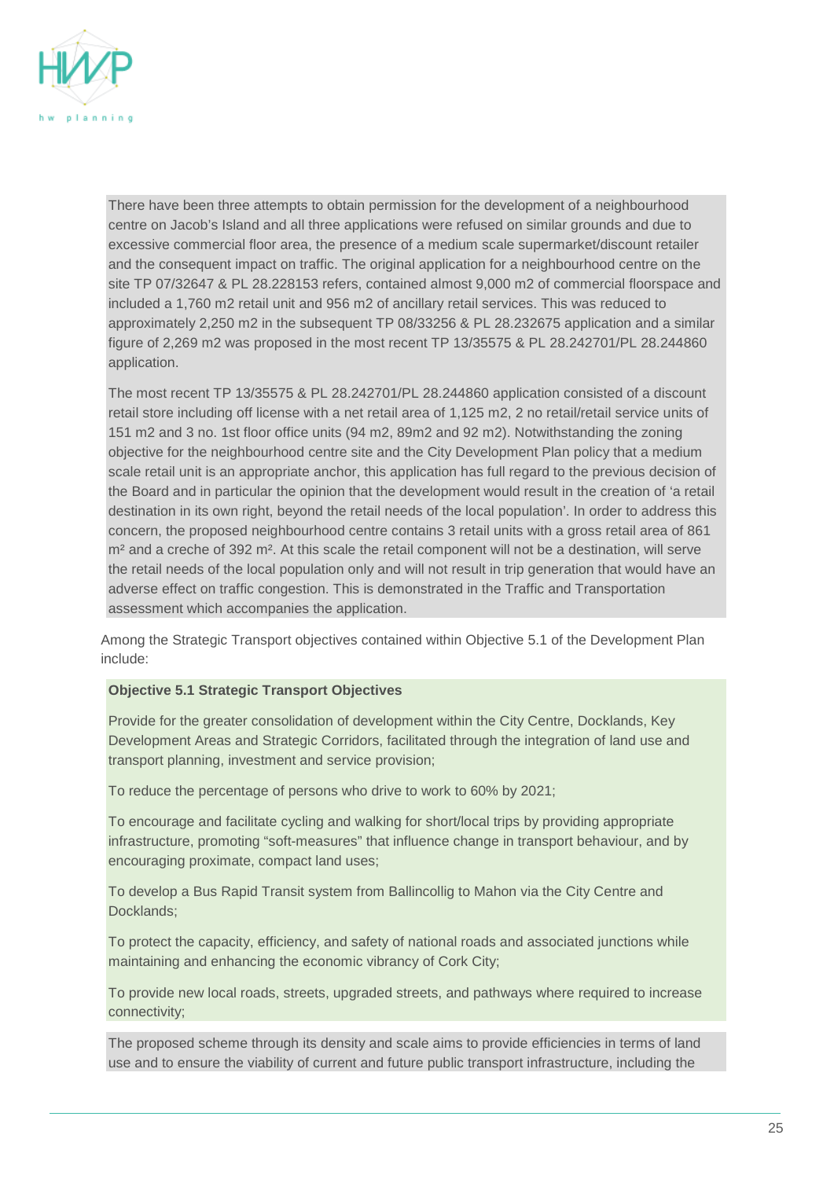There have been three attempts to obtain permission for the development of a neighbourhood centre on Jacob's Island and all three applications were refused on similar grounds and due to excessive commercial floor area, the presence of a medium scale supermarket/discount retailer and the consequent impact on traffic. The original application for a neighbourhood centre on the site TP 07/32647 & PL 28.228153 refers, contained almost 9,000 m2 of commercial floorspace and included a 1,760 m2 retail unit and 956 m2 of ancillary retail services. This was reduced to approximately 2,250 m2 in the subsequent TP 08/33256 & PL 28.232675 application and a similar figure of 2,269 m2 was proposed in the most recent TP 13/35575 & PL 28.242701/PL 28.244860 application.

The most recent TP 13/35575 & PL 28.242701/PL 28.244860 application consisted of a discount retail store including off license with a net retail area of 1,125 m2, 2 no retail/retail service units of 151 m2 and 3 no. 1st floor office units (94 m2, 89m2 and 92 m2). Notwithstanding the zoning objective for the neighbourhood centre site and the City Development Plan policy that a medium scale retail unit is an appropriate anchor, this application has full regard to the previous decision of the Board and in particular the opinion that the development would result in the creation of 'a retail destination in its own right, beyond the retail needs of the local population'. In order to address this concern, the proposed neighbourhood centre contains 3 retail units with a gross retail area of 861 m² and a creche of 392 m². At this scale the retail component will not be a destination, will serve the retail needs of the local population only and will not result in trip generation that would have an adverse effect on traffic congestion. This is demonstrated in the Traffic and Transportation assessment which accompanies the application.

Among the Strategic Transport objectives contained within Objective 5.1 of the Development Plan include:

**Objective 5.1 Strategic Transport Objectives**

Provide for the greater consolidation of development within the City Centre, Docklands, Key Development Areas and Strategic Corridors, facilitated through the integration of land use and transport planning, investment and service provision;

To reduce the percentage of persons who drive to work to 60% by 2021;

To encourage and facilitate cycling and walking for short/local trips by providing appropriate infrastructure, promoting "soft-measures" that influence change in transport behaviour, and by encouraging proximate, compact land uses;

To develop a Bus Rapid Transit system from Ballincollig to Mahon via the City Centre and Docklands;

To protect the capacity, efficiency, and safety of national roads and associated junctions while maintaining and enhancing the economic vibrancy of Cork City;

To provide new local roads, streets, upgraded streets, and pathways where required to increase connectivity;

The proposed scheme through its density and scale aims to provide efficiencies in terms of land use and to ensure the viability of current and future public transport infrastructure, including the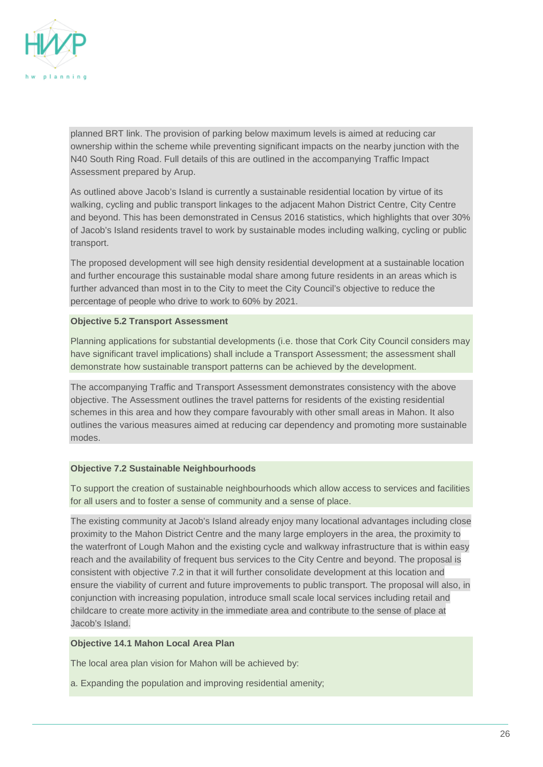planned BRT link. The provision of parking below maximum levels is aimed at reducing car ownership within the scheme while preventing significant impacts on the nearby junction with the N40 South Ring Road. Full details of this are outlined in the accompanying Traffic Impact Assessment prepared by Arup.

As outlined above Jacob's Island is currently a sustainable residential location by virtue of its walking, cycling and public transport linkages to the adjacent Mahon District Centre, City Centre and beyond. This has been demonstrated in Census 2016 statistics, which highlights that over 30% of Jacob's Island residents travel to work by sustainable modes including walking, cycling or public transport.

The proposed development will see high density residential development at a sustainable location and further encourage this sustainable modal share among future residents in an areas which is further advanced than most in to the City to meet the City Council's objective to reduce the percentage of people who drive to work to 60% by 2021.

**Objective 5.2 Transport Assessment**

Planning applications for substantial developments (i.e. those that Cork City Council considers may have significant travel implications) shall include a Transport Assessment; the assessment shall demonstrate how sustainable transport patterns can be achieved by the development.

The accompanying Traffic and Transport Assessment demonstrates consistency with the above objective. The Assessment outlines the travel patterns for residents of the existing residential schemes in this area and how they compare favourably with other small areas in Mahon. It also outlines the various measures aimed at reducing car dependency and promoting more sustainable modes.

**Objective 7.2 Sustainable Neighbourhoods**

To support the creation of sustainable neighbourhoods which allow access to services and facilities for all users and to foster a sense of community and a sense of place.

The existing community at Jacob's Island already enjoy many locational advantages including close proximity to the Mahon District Centre and the many large employers in the area, the proximity to the waterfront of Lough Mahon and the existing cycle and walkway infrastructure that is within easy reach and the availability of frequent bus services to the City Centre and beyond. The proposal is consistent with objective 7.2 in that it will further consolidate development at this location and ensure the viability of current and future improvements to public transport. The proposal will also, in conjunction with increasing population, introduce small scale local services including retail and childcare to create more activity in the immediate area and contribute to the sense of place at Jacob's Island.

**Objective 14.1 Mahon Local Area Plan**

The local area plan vision for Mahon will be achieved by:

a. Expanding the population and improving residential amenity;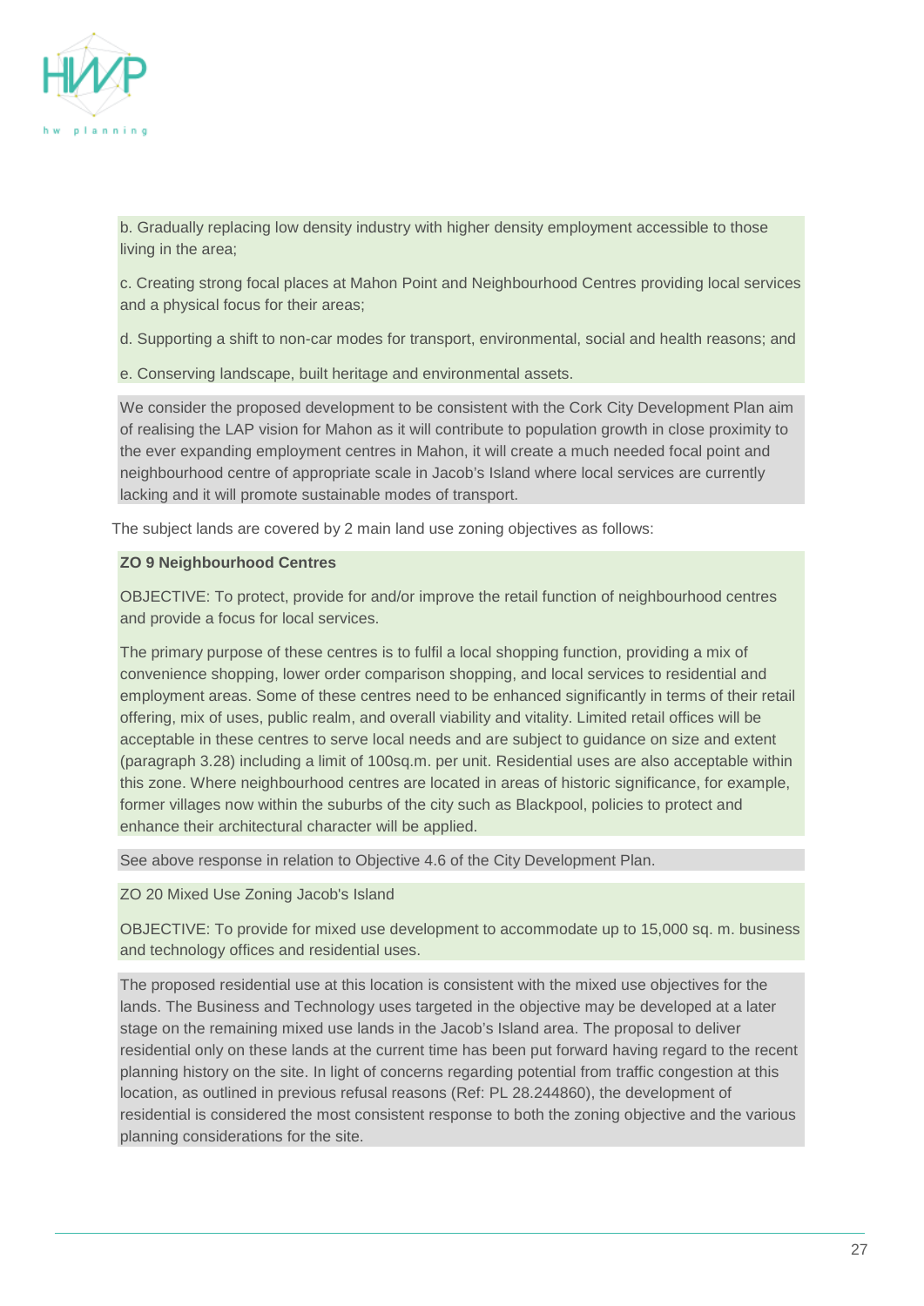b. Gradually replacing low density industry with higher density employment accessible to those living in the area;

c. Creating strong focal places at Mahon Point and Neighbourhood Centres providing local services and a physical focus for their areas;

d. Supporting a shift to non-car modes for transport, environmental, social and health reasons; and

e. Conserving landscape, built heritage and environmental assets.

We consider the proposed development to be consistent with the Cork City Development Plan aim of realising the LAP vision for Mahon as it will contribute to population growth in close proximity to the ever expanding employment centres in Mahon, it will create a much needed focal point and neighbourhood centre of appropriate scale in Jacob's Island where local services are currently lacking and it will promote sustainable modes of transport.

The subject lands are covered by 2 main land use zoning objectives as follows:

**ZO 9 Neighbourhood Centres**

OBJECTIVE: To protect, provide for and/or improve the retail function of neighbourhood centres and provide a focus for local services.

The primary purpose of these centres is to fulfil a local shopping function, providing a mix of convenience shopping, lower order comparison shopping, and local services to residential and employment areas. Some of these centres need to be enhanced significantly in terms of their retail offering, mix of uses, public realm, and overall viability and vitality. Limited retail offices will be acceptable in these centres to serve local needs and are subject to guidance on size and extent (paragraph 3.28) including a limit of 100sq.m. per unit. Residential uses are also acceptable within this zone. Where neighbourhood centres are located in areas of historic significance, for example, former villages now within the suburbs of the city such as Blackpool, policies to protect and enhance their architectural character will be applied.

See above response in relation to Objective 4.6 of the City Development Plan.

ZO 20 Mixed Use Zoning Jacob's Island

OBJECTIVE: To provide for mixed use development to accommodate up to 15,000 sq. m. business and technology offices and residential uses.

The proposed residential use at this location is consistent with the mixed use objectives for the lands. The Business and Technology uses targeted in the objective may be developed at a later stage on the remaining mixed use lands in the Jacob's Island area. The proposal to deliver residential only on these lands at the current time has been put forward having regard to the recent planning history on the site. In light of concerns regarding potential from traffic congestion at this location, as outlined in previous refusal reasons (Ref: PL 28.244860), the development of residential is considered the most consistent response to both the zoning objective and the various planning considerations for the site.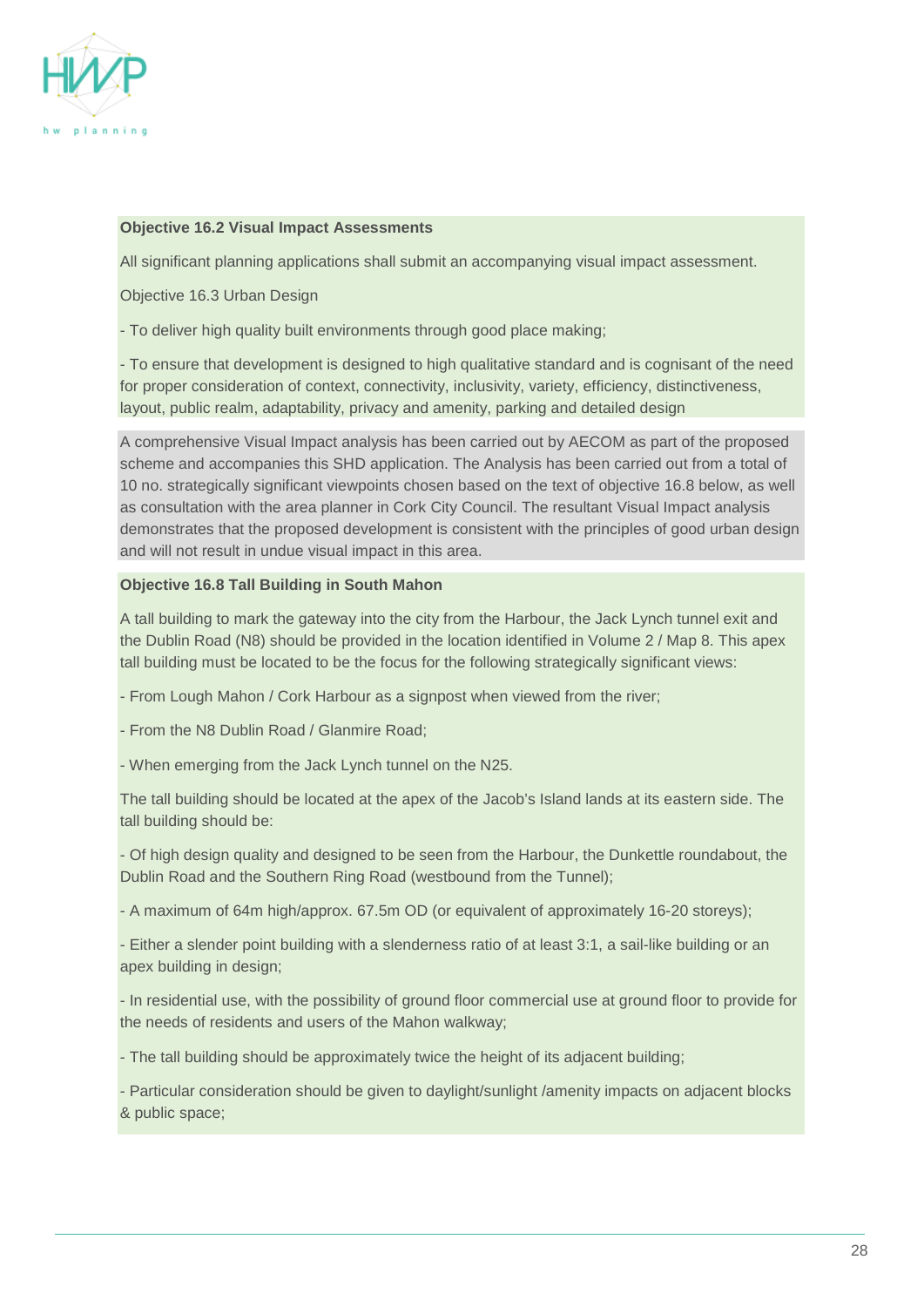**Objective 16.2 Visual Impact Assessments**

All significant planning applications shall submit an accompanying visual impact assessment.

Objective 16.3 Urban Design

- To deliver high quality built environments through good place making;

- To ensure that development is designed to high qualitative standard and is cognisant of the need for proper consideration of context, connectivity, inclusivity, variety, efficiency, distinctiveness, layout, public realm, adaptability, privacy and amenity, parking and detailed design

A comprehensive Visual Impact analysis has been carried out by AECOM as part of the proposed scheme and accompanies this SHD application. The Analysis has been carried out from a total of 10 no. strategically significant viewpoints chosen based on the text of objective 16.8 below, as well as consultation with the area planner in Cork City Council. The resultant Visual Impact analysis demonstrates that the proposed development is consistent with the principles of good urban design and will not result in undue visual impact in this area.

**Objective 16.8 Tall Building in South Mahon**

A tall building to mark the gateway into the city from the Harbour, the Jack Lynch tunnel exit and the Dublin Road (N8) should be provided in the location identified in Volume 2 / Map 8. This apex tall building must be located to be the focus for the following strategically significant views:

- From Lough Mahon / Cork Harbour as a signpost when viewed from the river;

- From the N8 Dublin Road / Glanmire Road;

- When emerging from the Jack Lynch tunnel on the N25.

The tall building should be located at the apex of the Jacob's Island lands at its eastern side. The tall building should be:

- Of high design quality and designed to be seen from the Harbour, the Dunkettle roundabout, the Dublin Road and the Southern Ring Road (westbound from the Tunnel);

- A maximum of 64m high/approx. 67.5m OD (or equivalent of approximately 16-20 storeys);

- Either a slender point building with a slenderness ratio of at least 3:1, a sail-like building or an apex building in design;

- In residential use, with the possibility of ground floor commercial use at ground floor to provide for the needs of residents and users of the Mahon walkway;

- The tall building should be approximately twice the height of its adjacent building;

- Particular consideration should be given to daylight/sunlight /amenity impacts on adjacent blocks & public space;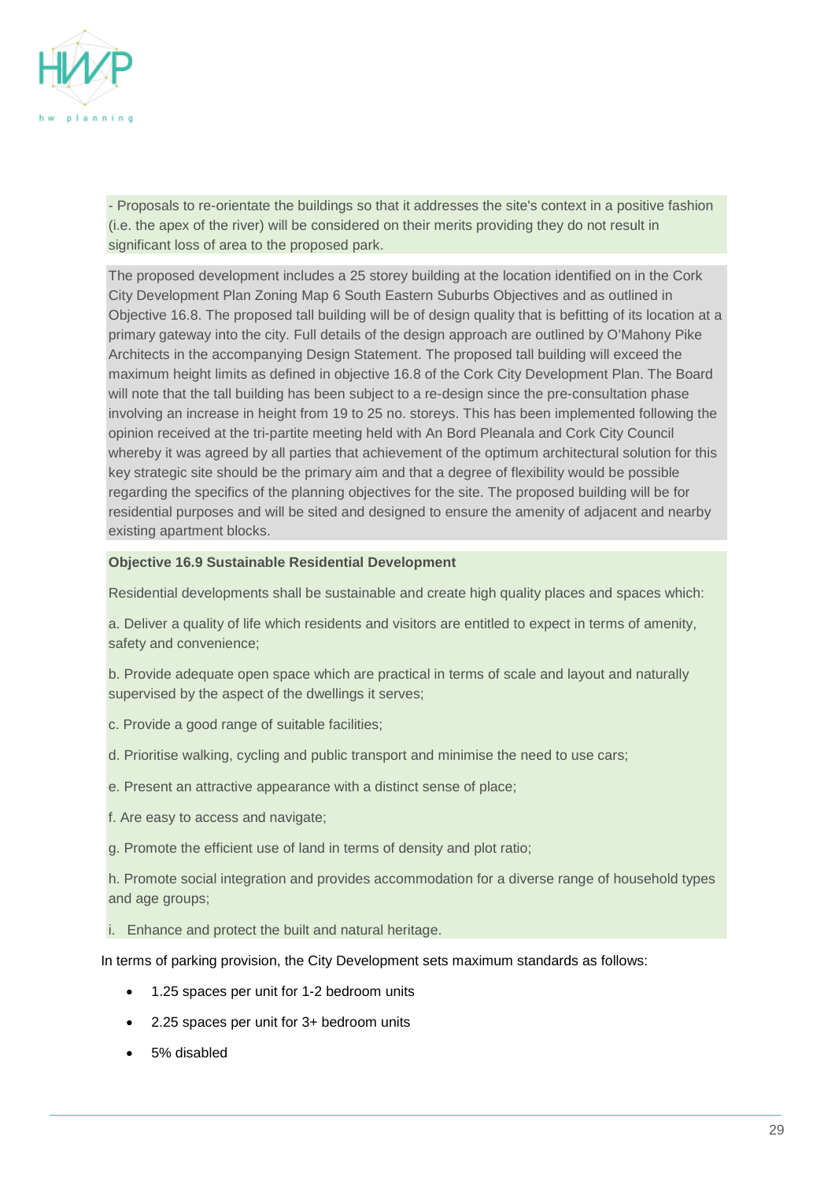- Proposals to re-orientate the buildings so that it addresses the site's context in a positive fashion (i.e. the apex of the river) will be considered on their merits providing they do not result in significant loss of area to the proposed park.

The proposed development includes a 25 storey building at the location identified on in the Cork City Development Plan Zoning Map 6 South Eastern Suburbs Objectives and as outlined in Objective 16.8. The proposed tall building will be of design quality that is befitting of its location at a primary gateway into the city. Full details of the design approach are outlined by O'Mahony Pike Architects in the accompanying Design Statement. The proposed tall building will exceed the maximum height limits as defined in objective 16.8 of the Cork City Development Plan. The Board will note that the tall building has been subject to a re-design since the pre-consultation phase involving an increase in height from 19 to 25 no. storeys. This has been implemented following the opinion received at the tri-partite meeting held with An Bord Pleanala and Cork City Council whereby it was agreed by all parties that achievement of the optimum architectural solution for this key strategic site should be the primary aim and that a degree of flexibility would be possible regarding the specifics of the planning objectives for the site. The proposed building will be for residential purposes and will be sited and designed to ensure the amenity of adjacent and nearby existing apartment blocks.

**Objective 16.9 Sustainable Residential Development**

Residential developments shall be sustainable and create high quality places and spaces which:

a. Deliver a quality of life which residents and visitors are entitled to expect in terms of amenity, safety and convenience;

b. Provide adequate open space which are practical in terms of scale and layout and naturally supervised by the aspect of the dwellings it serves;

c. Provide a good range of suitable facilities;

d. Prioritise walking, cycling and public transport and minimise the need to use cars;

e. Present an attractive appearance with a distinct sense of place;

f. Are easy to access and navigate;

g. Promote the efficient use of land in terms of density and plot ratio;

h. Promote social integration and provides accommodation for a diverse range of household types and age groups;

i. Enhance and protect the built and natural heritage.

In terms of parking provision, the City Development sets maximum standards as follows:

- 1.25 spaces per unit for 1-2 bedroom units
- 2.25 spaces per unit for 3+ bedroom units
- 5% disabled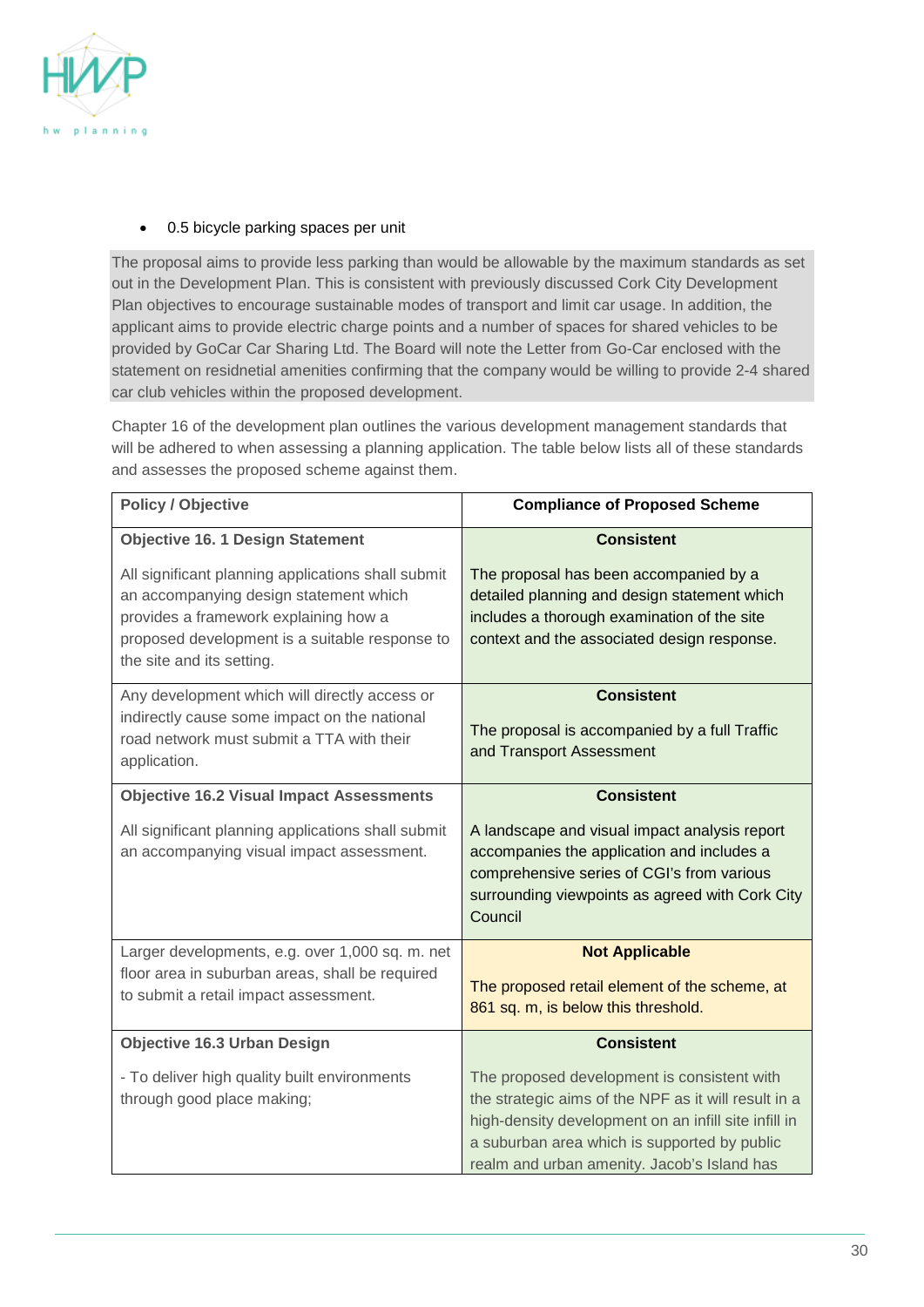- 0.5 bicycle parking spaces per unit

The proposal aims to provide less parking than would be allowable by the maximum standards as set out in the Development Plan. This is consistent with previously discussed Cork City Development Plan objectives to encourage sustainable modes of transport and limit car usage. In addition, the applicant aims to provide electric charge points and a number of spaces for shared vehicles to be provided by GoCar Car Sharing Ltd. The Board will note the Letter from Go-Car enclosed with the statement on residnetial amenities confirming that the company would be willing to provide 2-4 shared car club vehicles within the proposed development.

Chapter 16 of the development plan outlines the various development management standards that will be adhered to when assessing a planning application. The table below lists all of these standards and assesses the proposed scheme against them.

| Policy / Objective | Compliance of Proposed Scheme |
|---|---|
| **Objective 16. 1 Design Statement**<br><br>All significant planning applications shall submit an accompanying design statement which provides a framework explaining how a proposed development is a suitable response to the site and its setting. | **Consistent**<br><br>The proposal has been accompanied by a detailed planning and design statement which includes a thorough examination of the site context and the associated design response. |
| Any development which will directly access or indirectly cause some impact on the national road network must submit a TTA with their application. | **Consistent**<br><br>The proposal is accompanied by a full Traffic and Transport Assessment |
| **Objective 16.2 Visual Impact Assessments**<br><br>All significant planning applications shall submit an accompanying visual impact assessment. | **Consistent**<br><br>A landscape and visual impact analysis report accompanies the application and includes a comprehensive series of CGI's from various surrounding viewpoints as agreed with Cork City Council |
| Larger developments, e.g. over 1,000 sq. m. net floor area in suburban areas, shall be required to submit a retail impact assessment. | **Not Applicable**<br><br>The proposed retail element of the scheme, at 861 sq. m, is below this threshold. |
| **Objective 16.3 Urban Design**<br><br>- To deliver high quality built environments through good place making; | **Consistent**<br><br>The proposed development is consistent with the strategic aims of the NPF as it will result in a high-density development on an infill site infill in a suburban area which is supported by public realm and urban amenity. Jacob's Island has |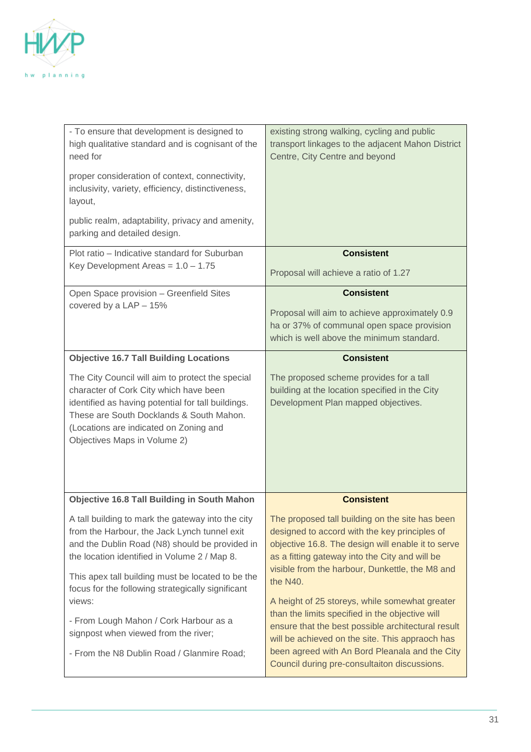| | |
|---|---|
| - To ensure that development is designed to high qualitative standard and is cognisant of the need for<br><br>proper consideration of context, connectivity, inclusivity, variety, efficiency, distinctiveness, layout,<br><br>public realm, adaptability, privacy and amenity, parking and detailed design. | existing strong walking, cycling and public transport linkages to the adjacent Mahon District Centre, City Centre and beyond |
| Plot ratio – Indicative standard for Suburban Key Development Areas = 1.0 – 1.75 | **Consistent**<br><br>Proposal will achieve a ratio of 1.27 |
| Open Space provision – Greenfield Sites covered by a LAP – 15% | **Consistent**<br><br>Proposal will aim to achieve approximately 0.9 ha or 37% of communal open space provision which is well above the minimum standard. |
| **Objective 16.7 Tall Building Locations**<br><br>The City Council will aim to protect the special character of Cork City which have been identified as having potential for tall buildings. These are South Docklands & South Mahon. (Locations are indicated on Zoning and Objectives Maps in Volume 2) | **Consistent**<br><br>The proposed scheme provides for a tall building at the location specified in the City Development Plan mapped objectives. |
| **Objective 16.8 Tall Building in South Mahon**<br><br>A tall building to mark the gateway into the city from the Harbour, the Jack Lynch tunnel exit and the Dublin Road (N8) should be provided in the location identified in Volume 2 / Map 8.<br><br>This apex tall building must be located to be the focus for the following strategically significant views:<br><br>- From Lough Mahon / Cork Harbour as a signpost when viewed from the river;<br><br>- From the N8 Dublin Road / Glanmire Road; | **Consistent**<br><br>The proposed tall building on the site has been designed to accord with the key principles of objective 16.8. The design will enable it to serve as a fitting gateway into the City and will be visible from the harbour, Dunkettle, the M8 and the N40.<br><br>A height of 25 storeys, while somewhat greater than the limits specified in the objective will ensure that the best possible architectural result will be achieved on the site. This appraoch has been agreed with An Bord Pleanala and the City Council during pre-consultaiton discussions. |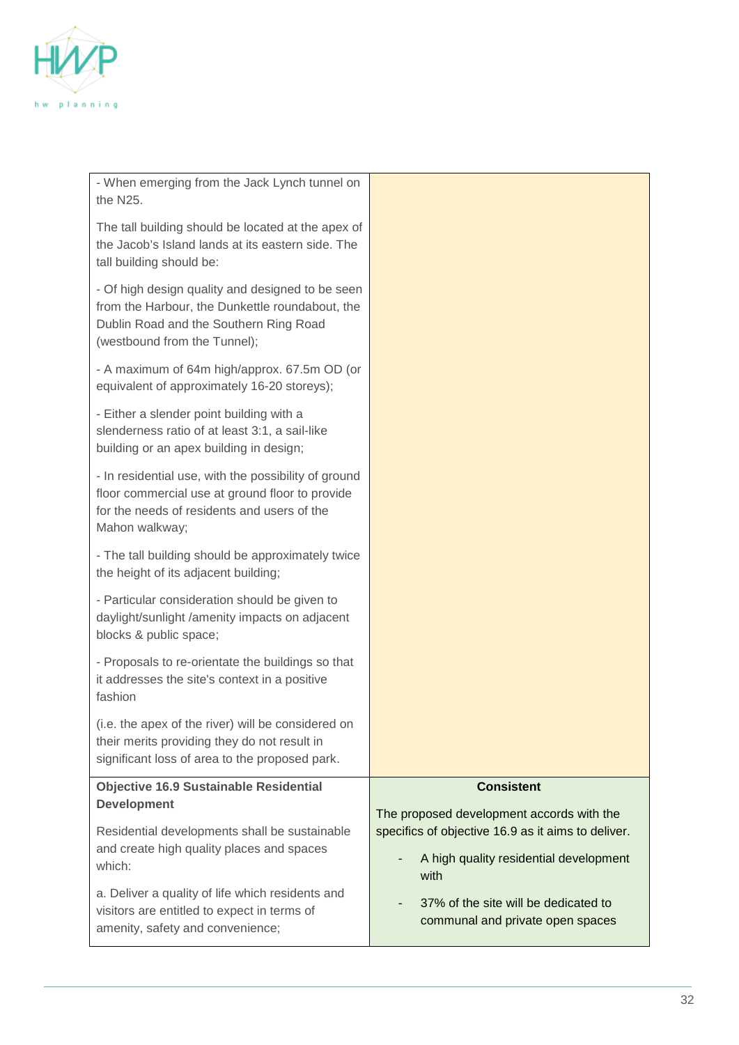| | |
|---|---|
| - When emerging from the Jack Lynch tunnel on the N25.<br><br>The tall building should be located at the apex of the Jacob's Island lands at its eastern side. The tall building should be:<br><br>- Of high design quality and designed to be seen from the Harbour, the Dunkettle roundabout, the Dublin Road and the Southern Ring Road (westbound from the Tunnel);<br><br>- A maximum of 64m high/approx. 67.5m OD (or equivalent of approximately 16-20 storeys);<br><br>- Either a slender point building with a slenderness ratio of at least 3:1, a sail-like building or an apex building in design;<br><br>- In residential use, with the possibility of ground floor commercial use at ground floor to provide for the needs of residents and users of the Mahon walkway;<br><br>- The tall building should be approximately twice the height of its adjacent building;<br><br>- Particular consideration should be given to daylight/sunlight /amenity impacts on adjacent blocks & public space;<br><br>- Proposals to re-orientate the buildings so that it addresses the site's context in a positive fashion<br><br>(i.e. the apex of the river) will be considered on their merits providing they do not result in significant loss of area to the proposed park. | |
| **Objective 16.9 Sustainable Residential Development**<br><br>Residential developments shall be sustainable and create high quality places and spaces which:<br><br>a. Deliver a quality of life which residents and visitors are entitled to expect in terms of amenity, safety and convenience; | **Consistent**<br><br>The proposed development accords with the specifics of objective 16.9 as it aims to deliver.<br><br>- A high quality residential development with<br>- 37% of the site will be dedicated to communal and private open spaces |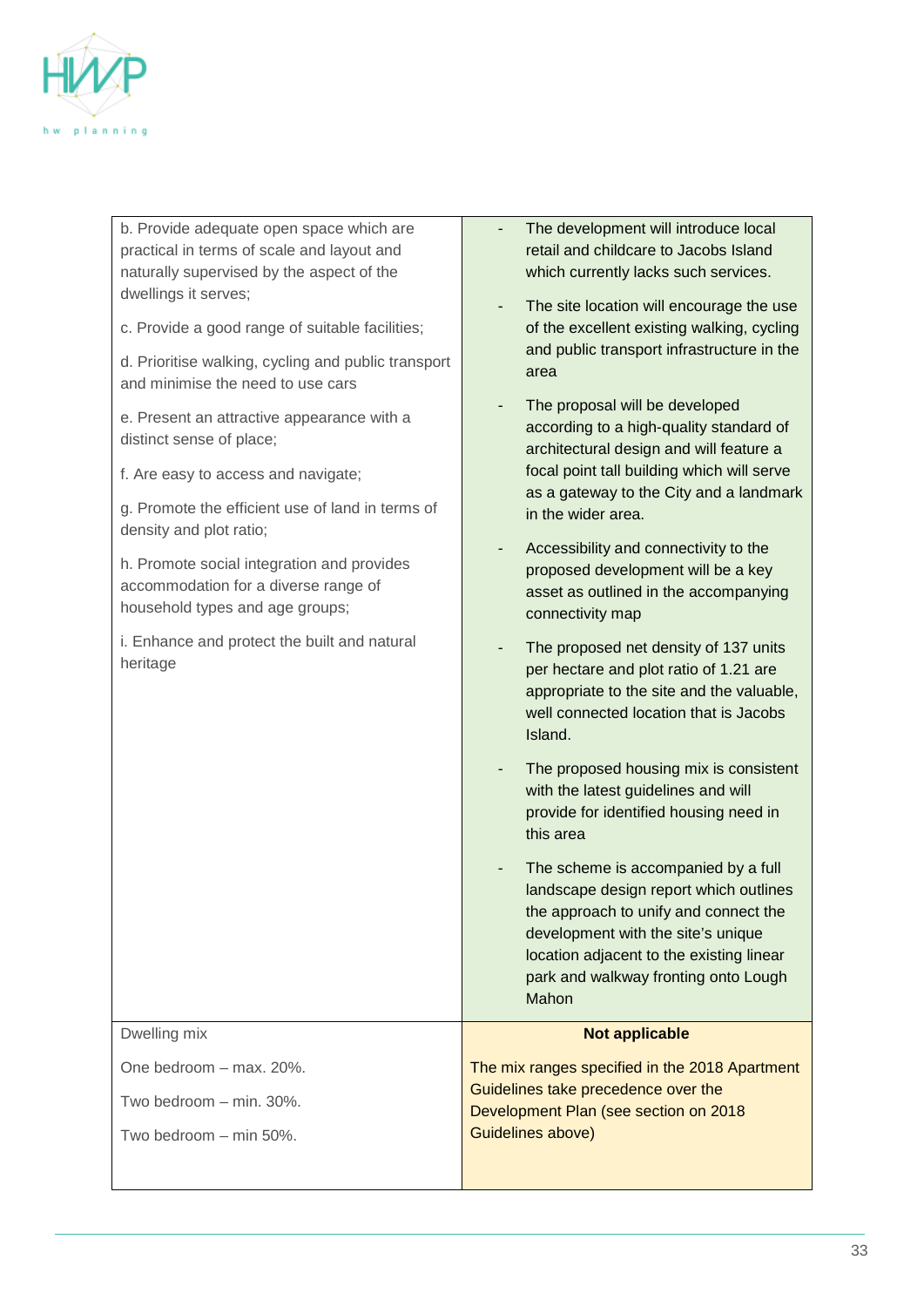| | |
|---|---|
| b. Provide adequate open space which are practical in terms of scale and layout and naturally supervised by the aspect of the dwellings it serves;<br><br>c. Provide a good range of suitable facilities;<br><br>d. Prioritise walking, cycling and public transport and minimise the need to use cars<br><br>e. Present an attractive appearance with a distinct sense of place;<br><br>f. Are easy to access and navigate;<br><br>g. Promote the efficient use of land in terms of density and plot ratio;<br><br>h. Promote social integration and provides accommodation for a diverse range of household types and age groups;<br><br>i. Enhance and protect the built and natural heritage | - The development will introduce local retail and childcare to Jacobs Island which currently lacks such services.<br>- The site location will encourage the use of the excellent existing walking, cycling and public transport infrastructure in the area<br>- The proposal will be developed according to a high-quality standard of architectural design and will feature a focal point tall building which will serve as a gateway to the City and a landmark in the wider area.<br>- Accessibility and connectivity to the proposed development will be a key asset as outlined in the accompanying connectivity map<br>- The proposed net density of 137 units per hectare and plot ratio of 1.21 are appropriate to the site and the valuable, well connected location that is Jacobs Island.<br>- The proposed housing mix is consistent with the latest guidelines and will provide for identified housing need in this area<br>- The scheme is accompanied by a full landscape design report which outlines the approach to unify and connect the development with the site's unique location adjacent to the existing linear park and walkway fronting onto Lough Mahon |
| Dwelling mix<br><br>One bedroom – max. 20%.<br><br>Two bedroom – min. 30%.<br><br>Two bedroom – min 50%. | **Not applicable**<br><br>The mix ranges specified in the 2018 Apartment Guidelines take precedence over the Development Plan (see section on 2018 Guidelines above) |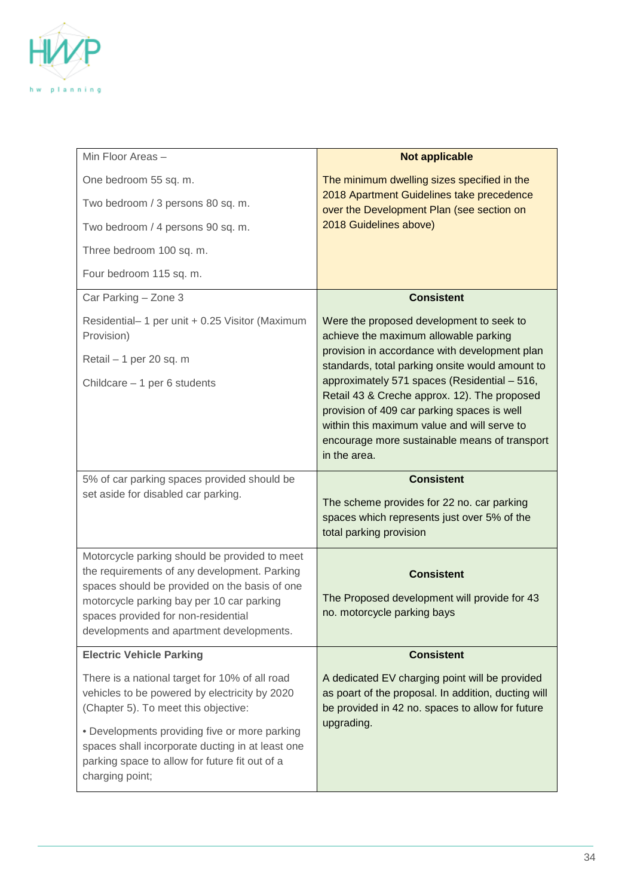| | |
|---|---|
| Min Floor Areas –<br><br>One bedroom 55 sq. m.<br><br>Two bedroom / 3 persons 80 sq. m.<br><br>Two bedroom / 4 persons 90 sq. m.<br><br>Three bedroom 100 sq. m.<br><br>Four bedroom 115 sq. m. | **Not applicable**<br><br>The minimum dwelling sizes specified in the 2018 Apartment Guidelines take precedence over the Development Plan (see section on 2018 Guidelines above) |
| Car Parking – Zone 3<br><br>Residential– 1 per unit + 0.25 Visitor (Maximum Provision)<br><br>Retail – 1 per 20 sq. m<br><br>Childcare – 1 per 6 students | **Consistent**<br><br>Were the proposed development to seek to achieve the maximum allowable parking provision in accordance with development plan standards, total parking onsite would amount to approximately 571 spaces (Residential – 516, Retail 43 & Creche approx. 12). The proposed provision of 409 car parking spaces is well within this maximum value and will serve to encourage more sustainable means of transport in the area. |
| 5% of car parking spaces provided should be set aside for disabled car parking. | **Consistent**<br><br>The scheme provides for 22 no. car parking spaces which represents just over 5% of the total parking provision |
| Motorcycle parking should be provided to meet the requirements of any development. Parking spaces should be provided on the basis of one motorcycle parking bay per 10 car parking spaces provided for non-residential developments and apartment developments. | **Consistent**<br><br>The Proposed development will provide for 43 no. motorcycle parking bays |
| **Electric Vehicle Parking**<br><br>There is a national target for 10% of all road vehicles to be powered by electricity by 2020 (Chapter 5). To meet this objective:<br><br>• Developments providing five or more parking spaces shall incorporate ducting in at least one parking space to allow for future fit out of a charging point; | **Consistent**<br><br>A dedicated EV charging point will be provided as poart of the proposal. In addition, ducting will be provided in 42 no. spaces to allow for future upgrading. |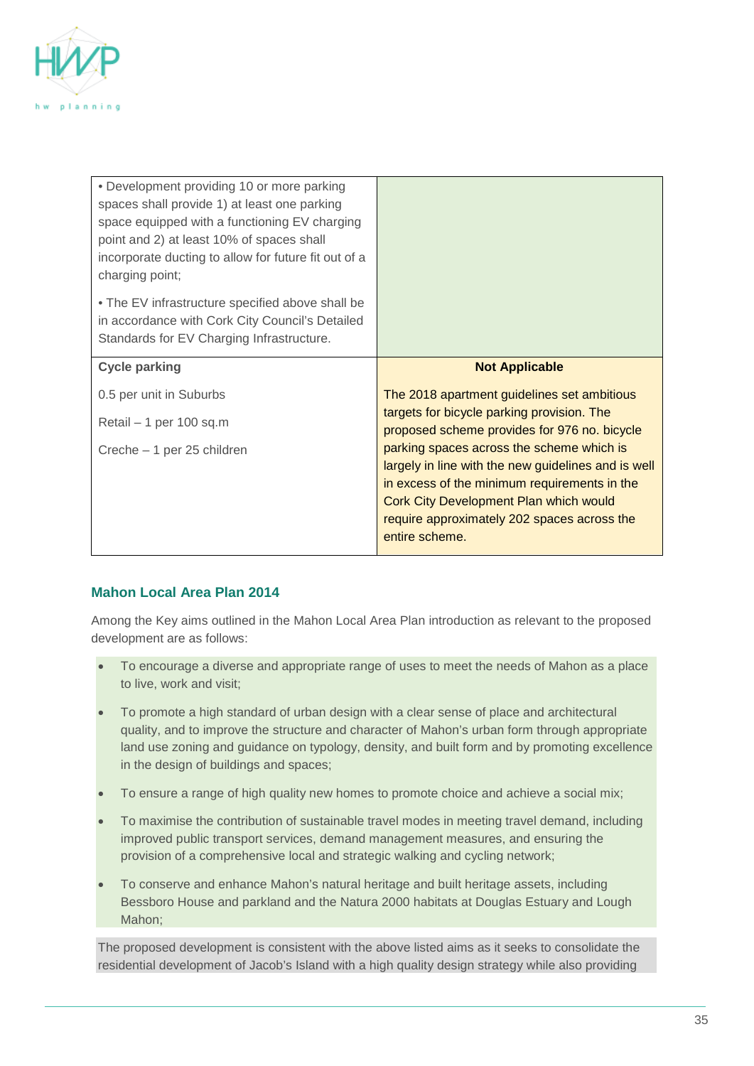| | |
|---|---|
| • Development providing 10 or more parking spaces shall provide 1) at least one parking space equipped with a functioning EV charging point and 2) at least 10% of spaces shall incorporate ducting to allow for future fit out of a charging point;<br><br>• The EV infrastructure specified above shall be in accordance with Cork City Council's Detailed Standards for EV Charging Infrastructure. | |
| **Cycle parking**<br><br>0.5 per unit in Suburbs<br><br>Retail – 1 per 100 sq.m<br><br>Creche – 1 per 25 children | **Not Applicable**<br><br>The 2018 apartment guidelines set ambitious targets for bicycle parking provision. The proposed scheme provides for 976 no. bicycle parking spaces across the scheme which is largely in line with the new guidelines and is well in excess of the minimum requirements in the Cork City Development Plan which would require approximately 202 spaces across the entire scheme. |

### Mahon Local Area Plan 2014

Among the Key aims outlined in the Mahon Local Area Plan introduction as relevant to the proposed development are as follows:

- To encourage a diverse and appropriate range of uses to meet the needs of Mahon as a place to live, work and visit;
- To promote a high standard of urban design with a clear sense of place and architectural quality, and to improve the structure and character of Mahon's urban form through appropriate land use zoning and guidance on typology, density, and built form and by promoting excellence in the design of buildings and spaces;
- To ensure a range of high quality new homes to promote choice and achieve a social mix;
- To maximise the contribution of sustainable travel modes in meeting travel demand, including improved public transport services, demand management measures, and ensuring the provision of a comprehensive local and strategic walking and cycling network;
- To conserve and enhance Mahon's natural heritage and built heritage assets, including Bessboro House and parkland and the Natura 2000 habitats at Douglas Estuary and Lough Mahon;

The proposed development is consistent with the above listed aims as it seeks to consolidate the residential development of Jacob's Island with a high quality design strategy while also providing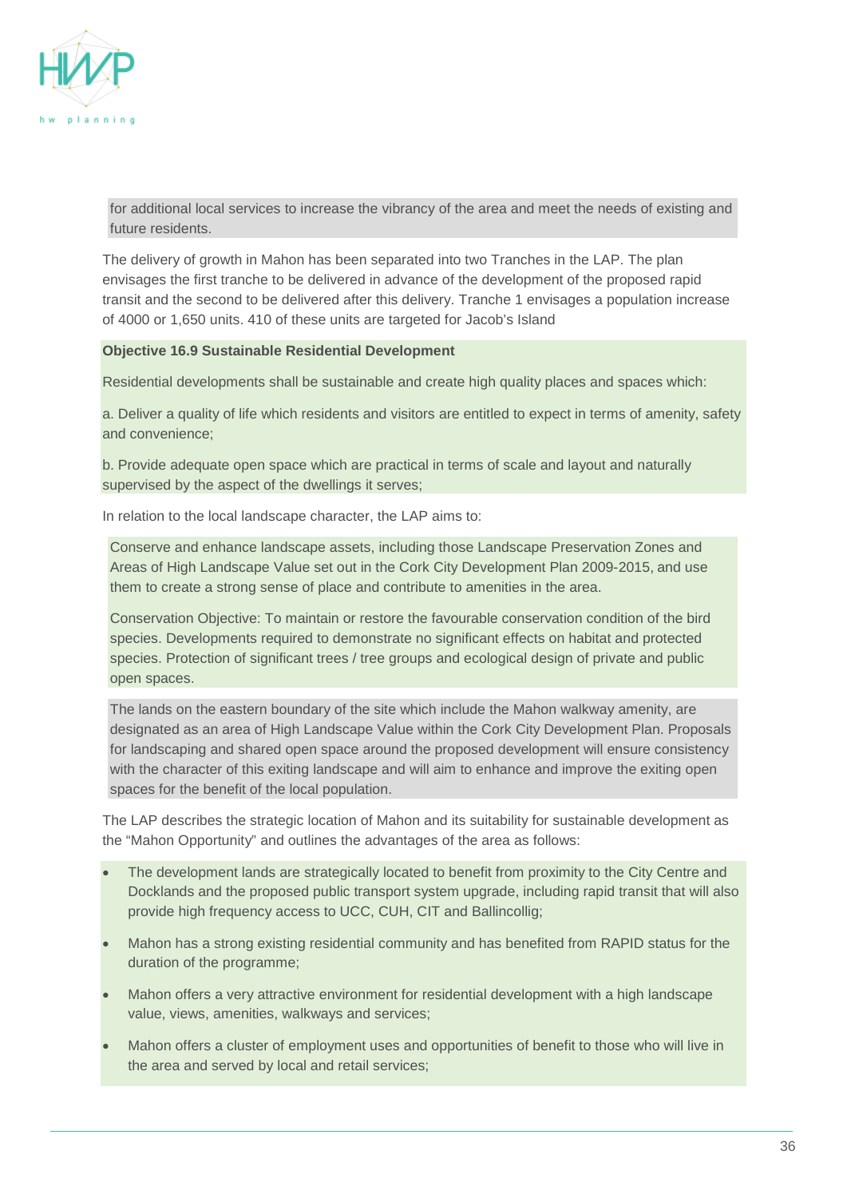for additional local services to increase the vibrancy of the area and meet the needs of existing and future residents.

The delivery of growth in Mahon has been separated into two Tranches in the LAP. The plan envisages the first tranche to be delivered in advance of the development of the proposed rapid transit and the second to be delivered after this delivery. Tranche 1 envisages a population increase of 4000 or 1,650 units. 410 of these units are targeted for Jacob's Island

**Objective 16.9 Sustainable Residential Development**

Residential developments shall be sustainable and create high quality places and spaces which:

a. Deliver a quality of life which residents and visitors are entitled to expect in terms of amenity, safety and convenience;

b. Provide adequate open space which are practical in terms of scale and layout and naturally supervised by the aspect of the dwellings it serves;

In relation to the local landscape character, the LAP aims to:

Conserve and enhance landscape assets, including those Landscape Preservation Zones and Areas of High Landscape Value set out in the Cork City Development Plan 2009-2015, and use them to create a strong sense of place and contribute to amenities in the area.

Conservation Objective: To maintain or restore the favourable conservation condition of the bird species. Developments required to demonstrate no significant effects on habitat and protected species. Protection of significant trees / tree groups and ecological design of private and public open spaces.

The lands on the eastern boundary of the site which include the Mahon walkway amenity, are designated as an area of High Landscape Value within the Cork City Development Plan. Proposals for landscaping and shared open space around the proposed development will ensure consistency with the character of this exiting landscape and will aim to enhance and improve the exiting open spaces for the benefit of the local population.

The LAP describes the strategic location of Mahon and its suitability for sustainable development as the "Mahon Opportunity" and outlines the advantages of the area as follows:

- The development lands are strategically located to benefit from proximity to the City Centre and Docklands and the proposed public transport system upgrade, including rapid transit that will also provide high frequency access to UCC, CUH, CIT and Ballincollig;
- Mahon has a strong existing residential community and has benefited from RAPID status for the duration of the programme;
- Mahon offers a very attractive environment for residential development with a high landscape value, views, amenities, walkways and services;
- Mahon offers a cluster of employment uses and opportunities of benefit to those who will live in the area and served by local and retail services;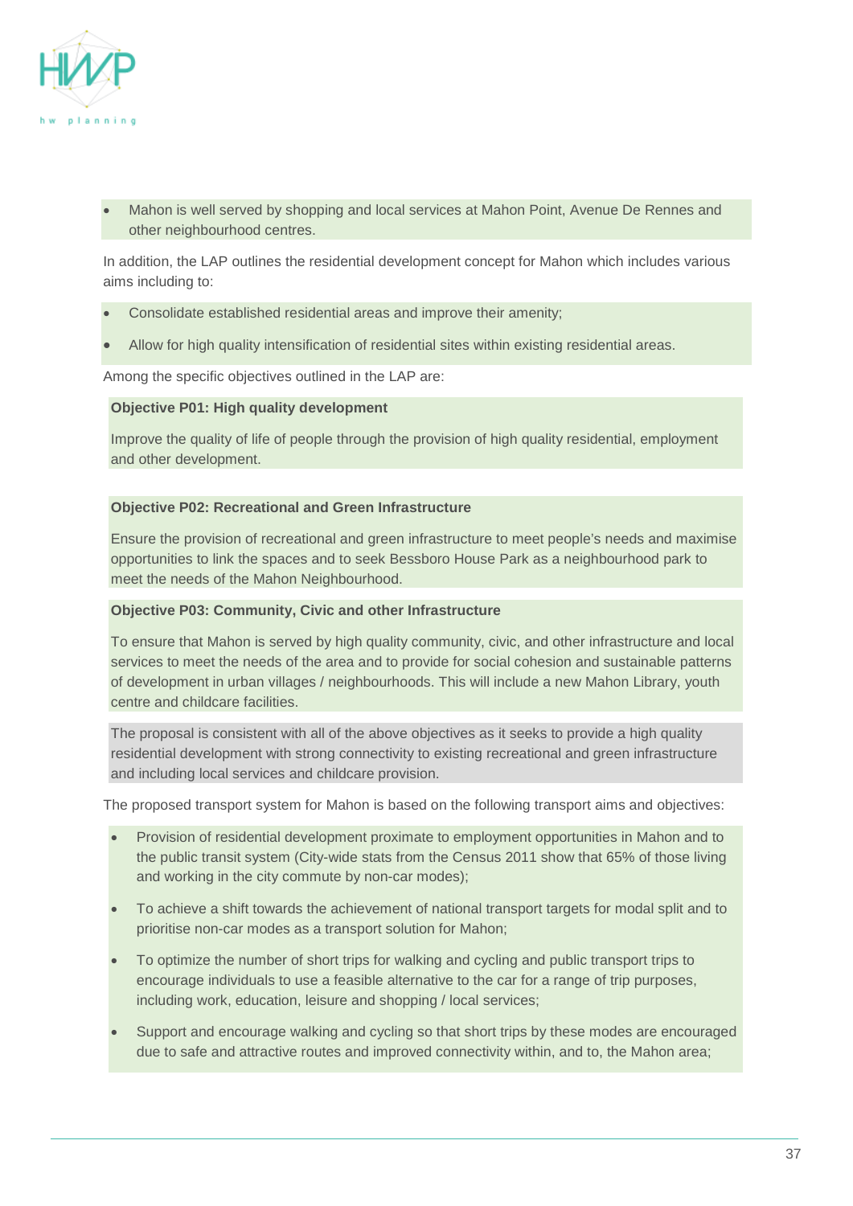- Mahon is well served by shopping and local services at Mahon Point, Avenue De Rennes and other neighbourhood centres.

In addition, the LAP outlines the residential development concept for Mahon which includes various aims including to:

- Consolidate established residential areas and improve their amenity;
- Allow for high quality intensification of residential sites within existing residential areas.

Among the specific objectives outlined in the LAP are:

**Objective P01: High quality development**

Improve the quality of life of people through the provision of high quality residential, employment and other development.

**Objective P02: Recreational and Green Infrastructure**

Ensure the provision of recreational and green infrastructure to meet people's needs and maximise opportunities to link the spaces and to seek Bessboro House Park as a neighbourhood park to meet the needs of the Mahon Neighbourhood.

**Objective P03: Community, Civic and other Infrastructure**

To ensure that Mahon is served by high quality community, civic, and other infrastructure and local services to meet the needs of the area and to provide for social cohesion and sustainable patterns of development in urban villages / neighbourhoods. This will include a new Mahon Library, youth centre and childcare facilities.

The proposal is consistent with all of the above objectives as it seeks to provide a high quality residential development with strong connectivity to existing recreational and green infrastructure and including local services and childcare provision.

The proposed transport system for Mahon is based on the following transport aims and objectives:

- Provision of residential development proximate to employment opportunities in Mahon and to the public transit system (City-wide stats from the Census 2011 show that 65% of those living and working in the city commute by non-car modes);
- To achieve a shift towards the achievement of national transport targets for modal split and to prioritise non-car modes as a transport solution for Mahon;
- To optimize the number of short trips for walking and cycling and public transport trips to encourage individuals to use a feasible alternative to the car for a range of trip purposes, including work, education, leisure and shopping / local services;
- Support and encourage walking and cycling so that short trips by these modes are encouraged due to safe and attractive routes and improved connectivity within, and to, the Mahon area;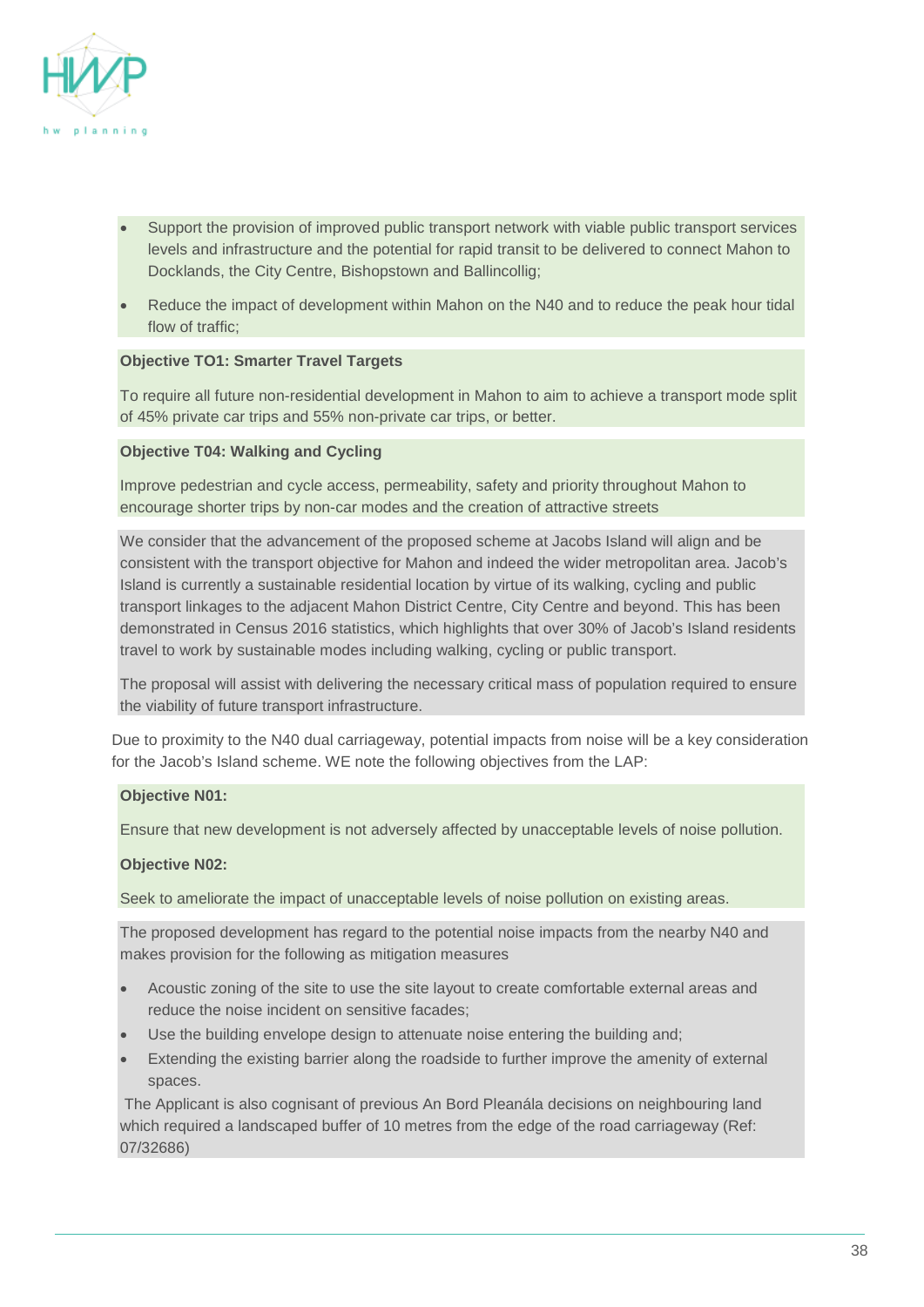- Support the provision of improved public transport network with viable public transport services levels and infrastructure and the potential for rapid transit to be delivered to connect Mahon to Docklands, the City Centre, Bishopstown and Ballincollig;
- Reduce the impact of development within Mahon on the N40 and to reduce the peak hour tidal flow of traffic;

**Objective TO1: Smarter Travel Targets**

To require all future non-residential development in Mahon to aim to achieve a transport mode split of 45% private car trips and 55% non-private car trips, or better.

**Objective T04: Walking and Cycling**

Improve pedestrian and cycle access, permeability, safety and priority throughout Mahon to encourage shorter trips by non-car modes and the creation of attractive streets

We consider that the advancement of the proposed scheme at Jacobs Island will align and be consistent with the transport objective for Mahon and indeed the wider metropolitan area. Jacob's Island is currently a sustainable residential location by virtue of its walking, cycling and public transport linkages to the adjacent Mahon District Centre, City Centre and beyond. This has been demonstrated in Census 2016 statistics, which highlights that over 30% of Jacob's Island residents travel to work by sustainable modes including walking, cycling or public transport.

The proposal will assist with delivering the necessary critical mass of population required to ensure the viability of future transport infrastructure.

Due to proximity to the N40 dual carriageway, potential impacts from noise will be a key consideration for the Jacob's Island scheme. WE note the following objectives from the LAP:

**Objective N01:**

Ensure that new development is not adversely affected by unacceptable levels of noise pollution.

**Objective N02:**

Seek to ameliorate the impact of unacceptable levels of noise pollution on existing areas.

The proposed development has regard to the potential noise impacts from the nearby N40 and makes provision for the following as mitigation measures

- Acoustic zoning of the site to use the site layout to create comfortable external areas and reduce the noise incident on sensitive facades;
- Use the building envelope design to attenuate noise entering the building and;
- Extending the existing barrier along the roadside to further improve the amenity of external spaces.

The Applicant is also cognisant of previous An Bord Pleanála decisions on neighbouring land which required a landscaped buffer of 10 metres from the edge of the road carriageway (Ref: 07/32686)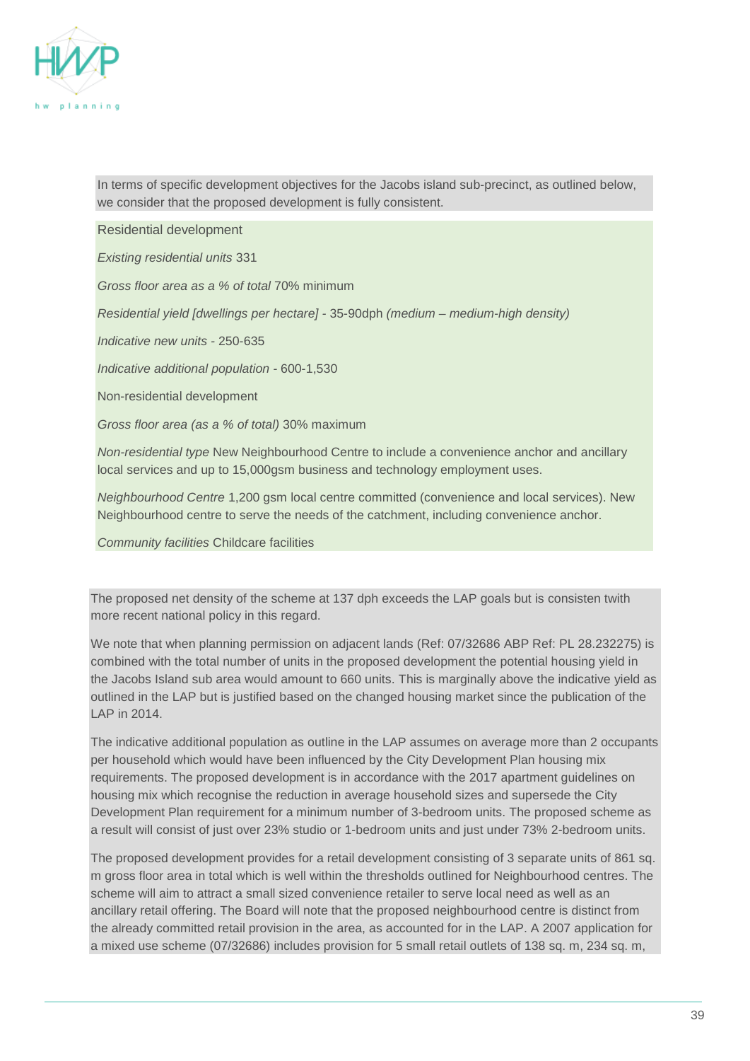In terms of specific development objectives for the Jacobs island sub-precinct, as outlined below, we consider that the proposed development is fully consistent.

Residential development

*Existing residential units* 331

*Gross floor area as a % of total* 70% minimum

*Residential yield [dwellings per hectare]* - 35-90dph *(medium – medium-high density)*

*Indicative new units* - 250-635

*Indicative additional population* - 600-1,530

Non-residential development

*Gross floor area (as a % of total)* 30% maximum

*Non-residential type* New Neighbourhood Centre to include a convenience anchor and ancillary local services and up to 15,000gsm business and technology employment uses.

*Neighbourhood Centre* 1,200 gsm local centre committed (convenience and local services). New Neighbourhood centre to serve the needs of the catchment, including convenience anchor.

*Community facilities* Childcare facilities

The proposed net density of the scheme at 137 dph exceeds the LAP goals but is consisten twith more recent national policy in this regard.

We note that when planning permission on adjacent lands (Ref: 07/32686 ABP Ref: PL 28.232275) is combined with the total number of units in the proposed development the potential housing yield in the Jacobs Island sub area would amount to 660 units. This is marginally above the indicative yield as outlined in the LAP but is justified based on the changed housing market since the publication of the LAP in 2014.

The indicative additional population as outline in the LAP assumes on average more than 2 occupants per household which would have been influenced by the City Development Plan housing mix requirements. The proposed development is in accordance with the 2017 apartment guidelines on housing mix which recognise the reduction in average household sizes and supersede the City Development Plan requirement for a minimum number of 3-bedroom units. The proposed scheme as a result will consist of just over 23% studio or 1-bedroom units and just under 73% 2-bedroom units.

The proposed development provides for a retail development consisting of 3 separate units of 861 sq. m gross floor area in total which is well within the thresholds outlined for Neighbourhood centres. The scheme will aim to attract a small sized convenience retailer to serve local need as well as an ancillary retail offering. The Board will note that the proposed neighbourhood centre is distinct from the already committed retail provision in the area, as accounted for in the LAP. A 2007 application for a mixed use scheme (07/32686) includes provision for 5 small retail outlets of 138 sq. m, 234 sq. m,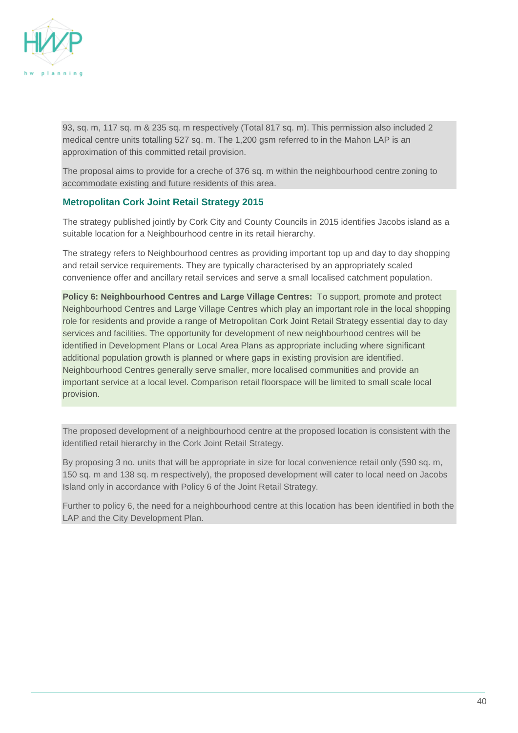93, sq. m, 117 sq. m & 235 sq. m respectively (Total 817 sq. m). This permission also included 2 medical centre units totalling 527 sq. m. The 1,200 gsm referred to in the Mahon LAP is an approximation of this committed retail provision.

The proposal aims to provide for a creche of 376 sq. m within the neighbourhood centre zoning to accommodate existing and future residents of this area.

### Metropolitan Cork Joint Retail Strategy 2015

The strategy published jointly by Cork City and County Councils in 2015 identifies Jacobs island as a suitable location for a Neighbourhood centre in its retail hierarchy.

The strategy refers to Neighbourhood centres as providing important top up and day to day shopping and retail service requirements. They are typically characterised by an appropriately scaled convenience offer and ancillary retail services and serve a small localised catchment population.

**Policy 6: Neighbourhood Centres and Large Village Centres:** To support, promote and protect Neighbourhood Centres and Large Village Centres which play an important role in the local shopping role for residents and provide a range of Metropolitan Cork Joint Retail Strategy essential day to day services and facilities. The opportunity for development of new neighbourhood centres will be identified in Development Plans or Local Area Plans as appropriate including where significant additional population growth is planned or where gaps in existing provision are identified. Neighbourhood Centres generally serve smaller, more localised communities and provide an important service at a local level. Comparison retail floorspace will be limited to small scale local provision.

The proposed development of a neighbourhood centre at the proposed location is consistent with the identified retail hierarchy in the Cork Joint Retail Strategy.

By proposing 3 no. units that will be appropriate in size for local convenience retail only (590 sq. m, 150 sq. m and 138 sq. m respectively), the proposed development will cater to local need on Jacobs Island only in accordance with Policy 6 of the Joint Retail Strategy.

Further to policy 6, the need for a neighbourhood centre at this location has been identified in both the LAP and the City Development Plan.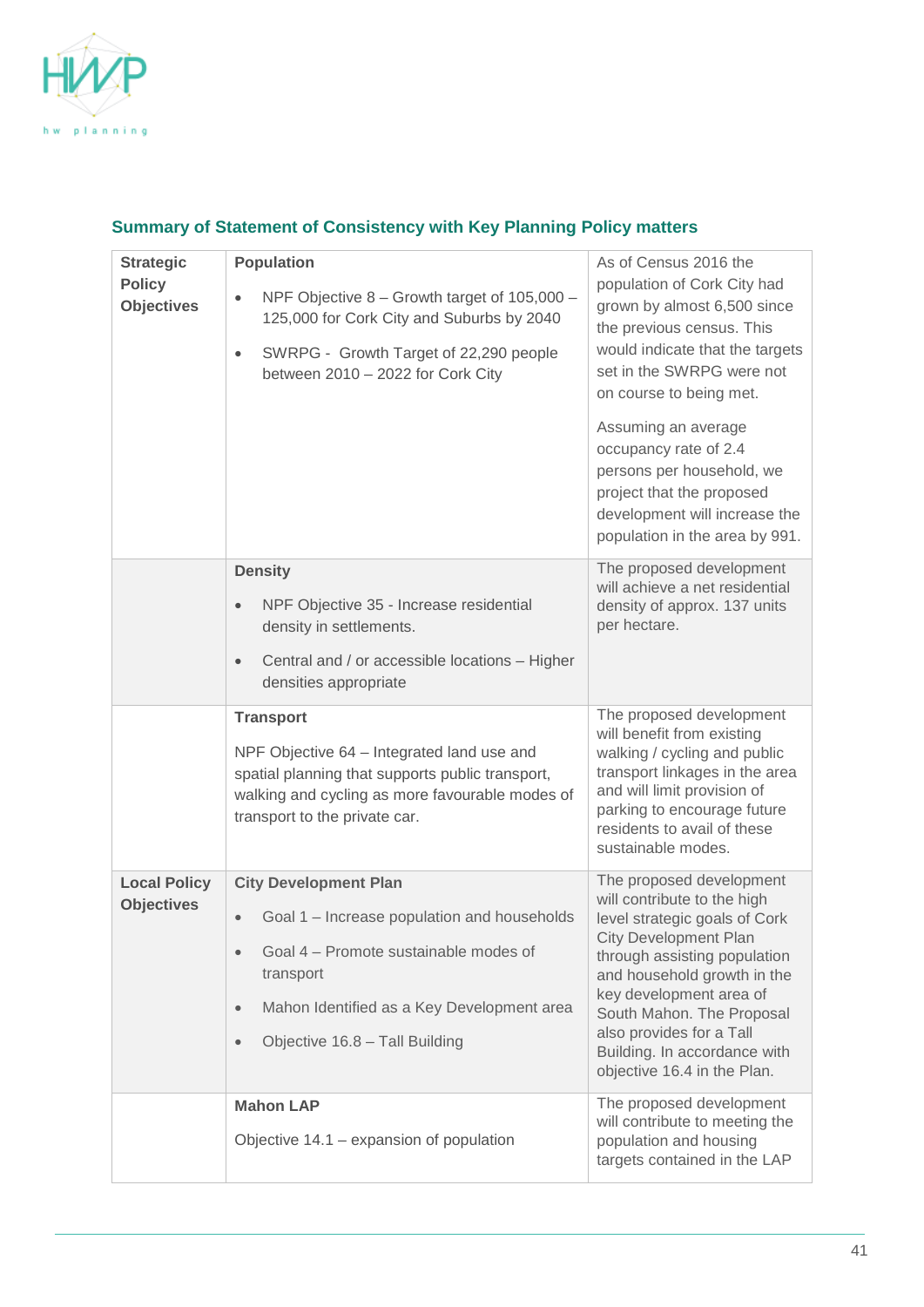## Summary of Statement of Consistency with Key Planning Policy matters

| | | |
|---|---|---|
| **Strategic Policy Objectives** | **Population**<br>• NPF Objective 8 – Growth target of 105,000 – 125,000 for Cork City and Suburbs by 2040<br>• SWRPG - Growth Target of 22,290 people between 2010 – 2022 for Cork City | As of Census 2016 the population of Cork City had grown by almost 6,500 since the previous census. This would indicate that the targets set in the SWRPG were not on course to being met.<br>Assuming an average occupancy rate of 2.4 persons per household, we project that the proposed development will increase the population in the area by 991. |
| | **Density**<br>• NPF Objective 35 - Increase residential density in settlements.<br>• Central and / or accessible locations – Higher densities appropriate | The proposed development will achieve a net residential density of approx. 137 units per hectare. |
| | **Transport**<br>NPF Objective 64 – Integrated land use and spatial planning that supports public transport, walking and cycling as more favourable modes of transport to the private car. | The proposed development will benefit from existing walking / cycling and public transport linkages in the area and will limit provision of parking to encourage future residents to avail of these sustainable modes. |
| **Local Policy Objectives** | **City Development Plan**<br>• Goal 1 – Increase population and households<br>• Goal 4 – Promote sustainable modes of transport<br>• Mahon Identified as a Key Development area<br>• Objective 16.8 – Tall Building | The proposed development will contribute to the high level strategic goals of Cork City Development Plan through assisting population and household growth in the key development area of South Mahon. The Proposal also provides for a Tall Building. In accordance with objective 16.4 in the Plan. |
| | **Mahon LAP**<br>Objective 14.1 – expansion of population | The proposed development will contribute to meeting the population and housing targets contained in the LAP |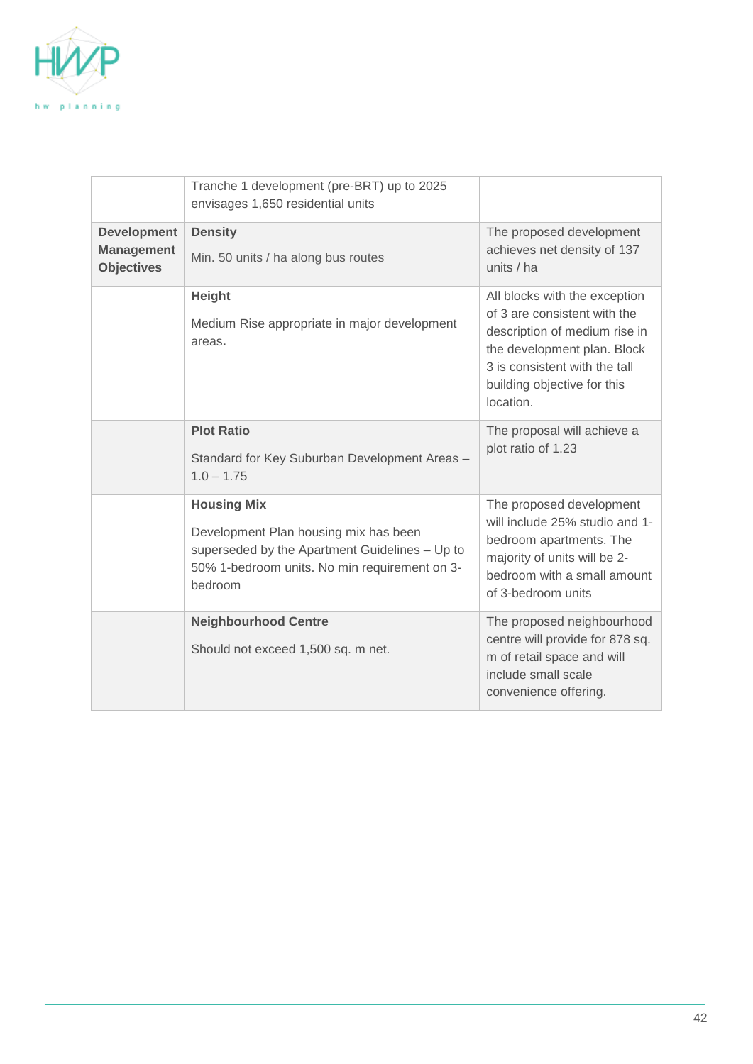| | | |
|---|---|---|
| | Tranche 1 development (pre-BRT) up to 2025 envisages 1,650 residential units | |
| **Development Management Objectives** | **Density**<br><br>Min. 50 units / ha along bus routes | The proposed development achieves net density of 137 units / ha |
| | **Height**<br><br>Medium Rise appropriate in major development areas. | All blocks with the exception of 3 are consistent with the description of medium rise in the development plan. Block 3 is consistent with the tall building objective for this location. |
| | **Plot Ratio**<br><br>Standard for Key Suburban Development Areas – 1.0 – 1.75 | The proposal will achieve a plot ratio of 1.23 |
| | **Housing Mix**<br><br>Development Plan housing mix has been superseded by the Apartment Guidelines – Up to 50% 1-bedroom units. No min requirement on 3-bedroom | The proposed development will include 25% studio and 1-bedroom apartments. The majority of units will be 2-bedroom with a small amount of 3-bedroom units |
| | **Neighbourhood Centre**<br><br>Should not exceed 1,500 sq. m net. | The proposed neighbourhood centre will provide for 878 sq. m of retail space and will include small scale convenience offering. |